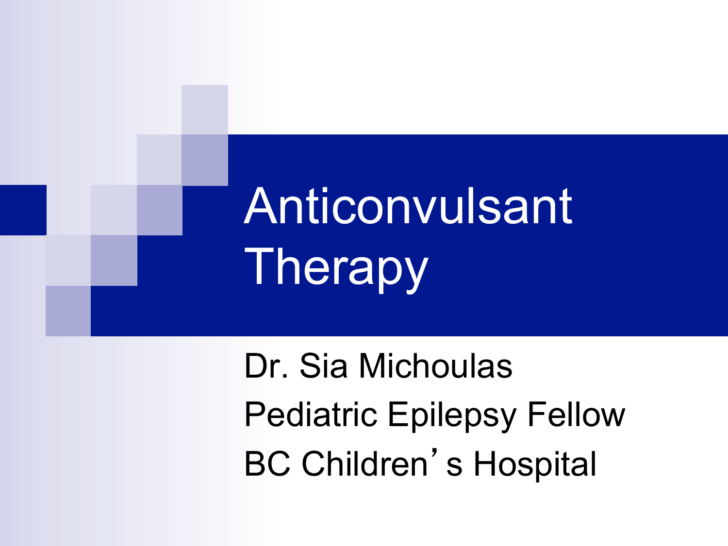# Anticonvulsant Therapy

Dr. Sia Michoulas

Pediatric Epilepsy Fellow

BC Children's Hospital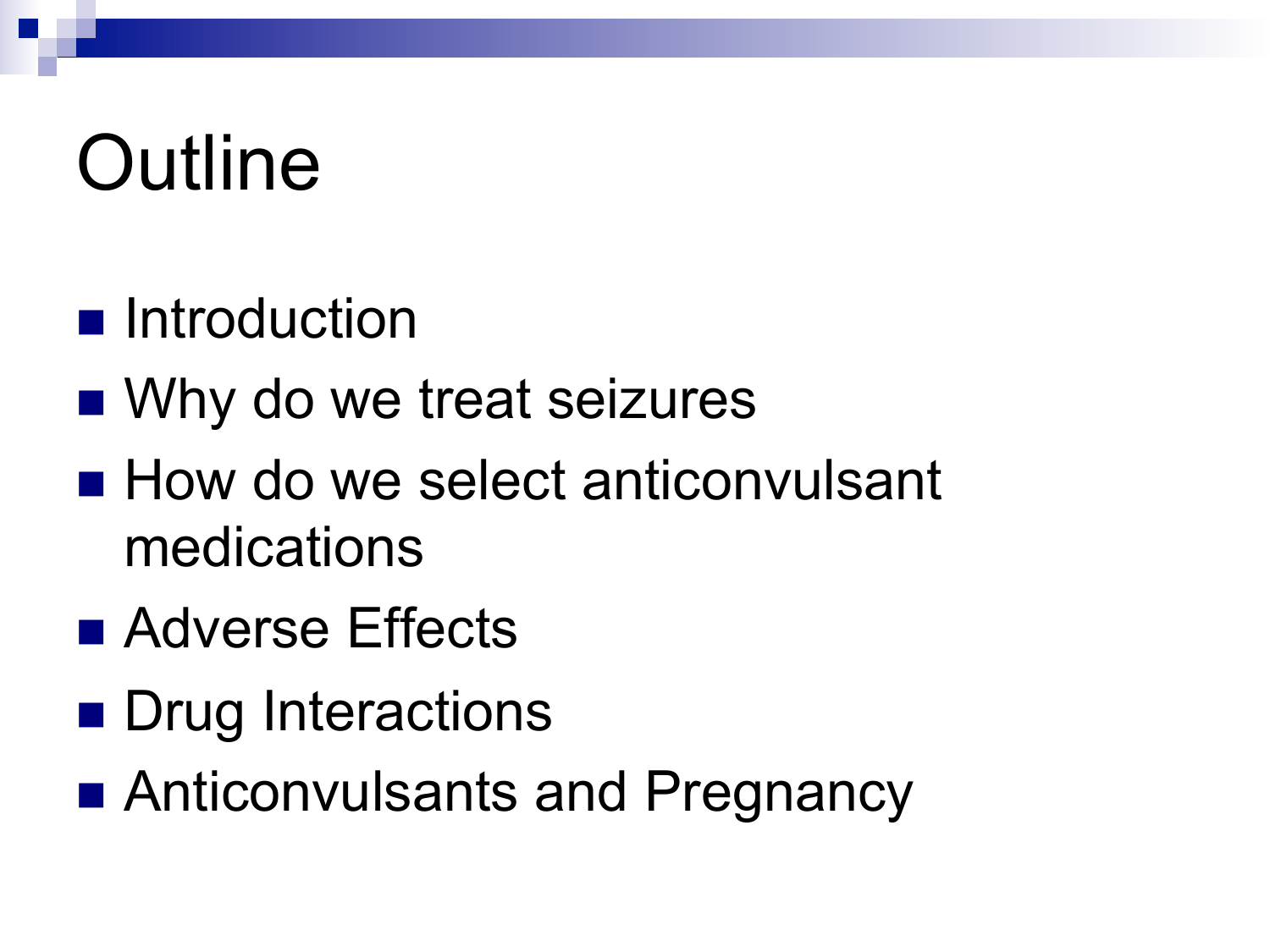# Outline

- Introduction
- Why do we treat seizures
- How do we select anticonvulsant medications
- Adverse Effects
- Drug Interactions
- Anticonvulsants and Pregnancy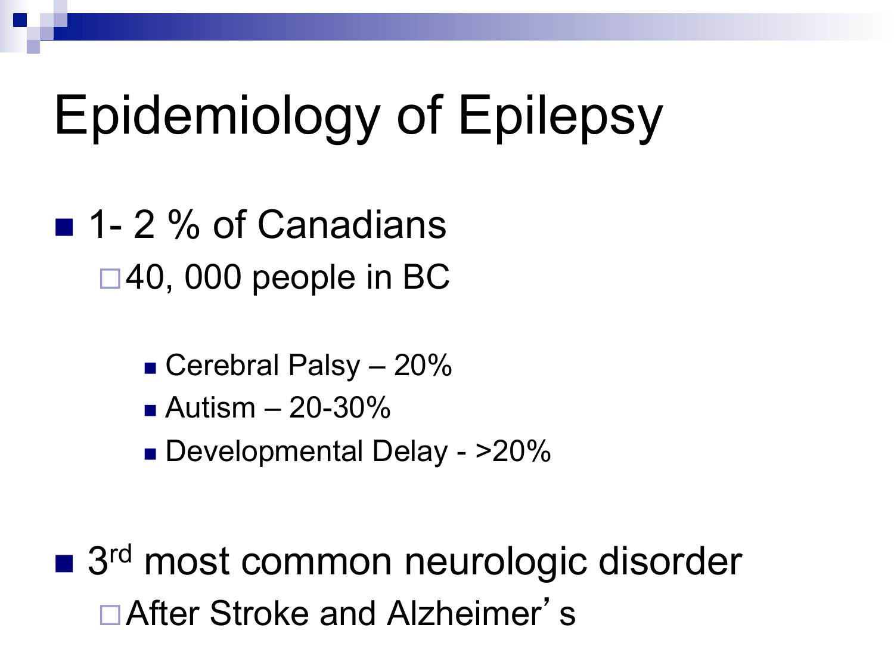# Epidemiology of Epilepsy

- 1- 2 % of Canadians
  - 40, 000 people in BC
    - Cerebral Palsy – 20%
    - Autism – 20-30%
    - Developmental Delay - >20%

- 3rd most common neurologic disorder
  - After Stroke and Alzheimer's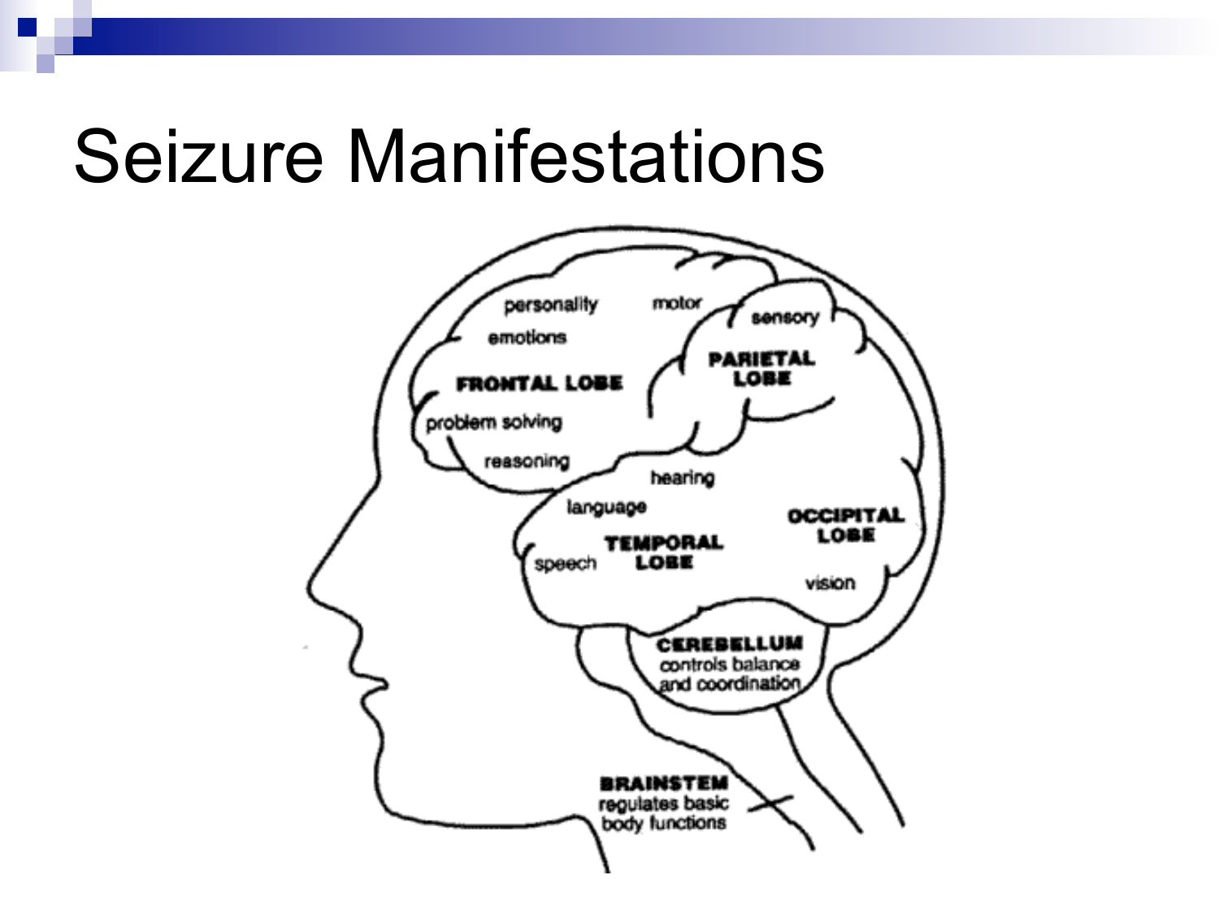# Seizure Manifestations

personality

motor

sensory

emotions

**FRONTAL LOBE**

**PARIETAL LOBE**

problem solving

reasoning

hearing

language

**OCCIPITAL LOBE**

**TEMPORAL LOBE**

speech

vision

**CEREBELLUM**
controls balance and coordination

**BRAINSTEM**
regulates basic body functions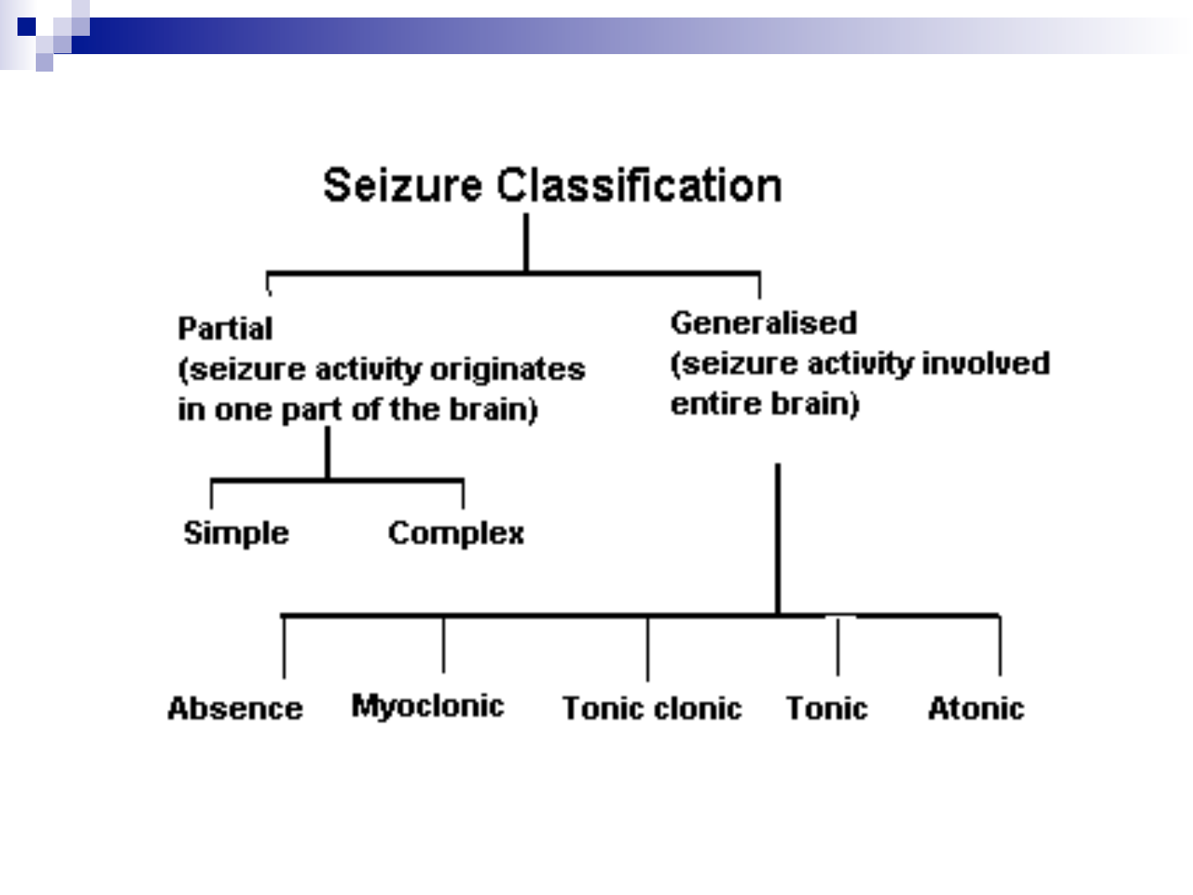# Seizure Classification

- **Partial** (seizure activity originates in one part of the brain)
  - Simple
  - Complex
- **Generalised** (seizure activity involved entire brain)
  - Absence
  - Myoclonic
  - Tonic clonic
  - Tonic
  - Atonic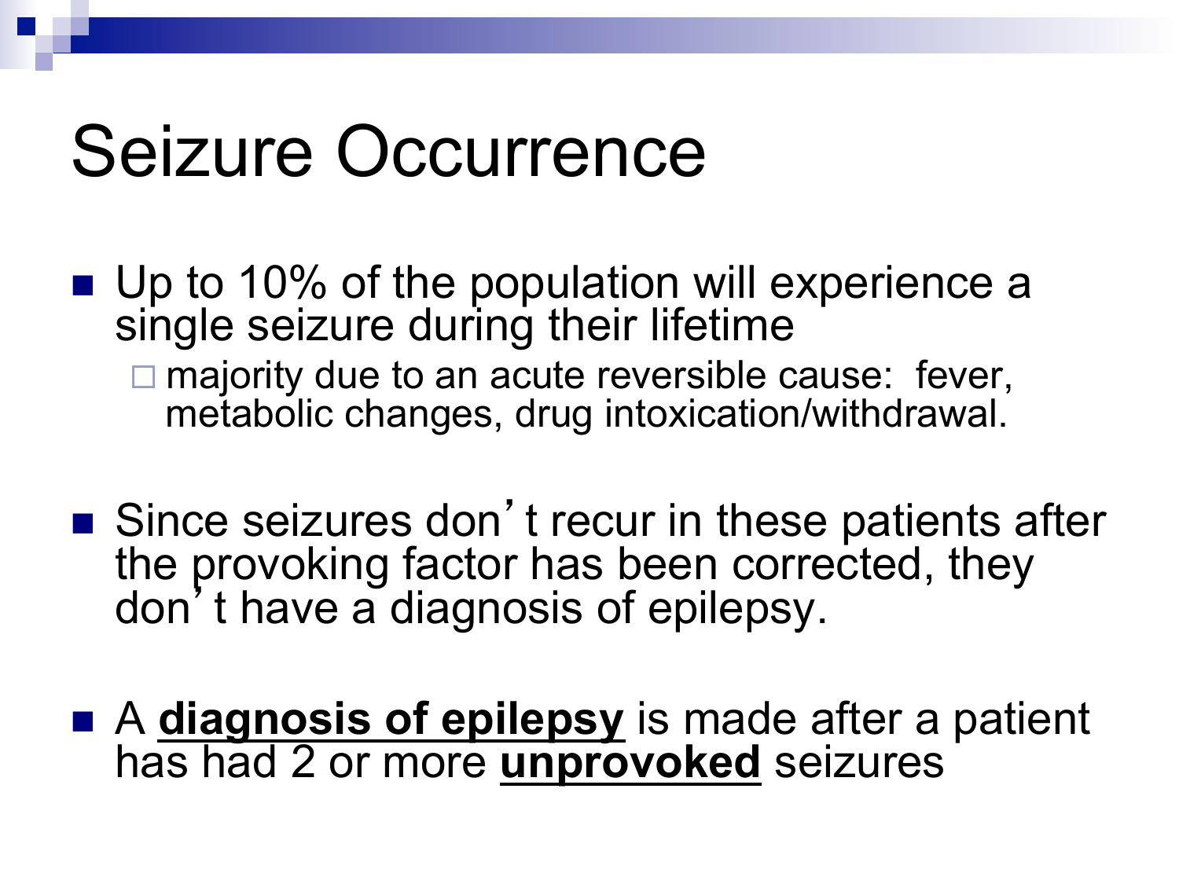# Seizure Occurrence

- Up to 10% of the population will experience a single seizure during their lifetime
  - majority due to an acute reversible cause: fever, metabolic changes, drug intoxication/withdrawal.

- Since seizures don't recur in these patients after the provoking factor has been corrected, they don't have a diagnosis of epilepsy.

- A **<u>diagnosis of epilepsy</u>** is made after a patient has had 2 or more **<u>unprovoked</u>** seizures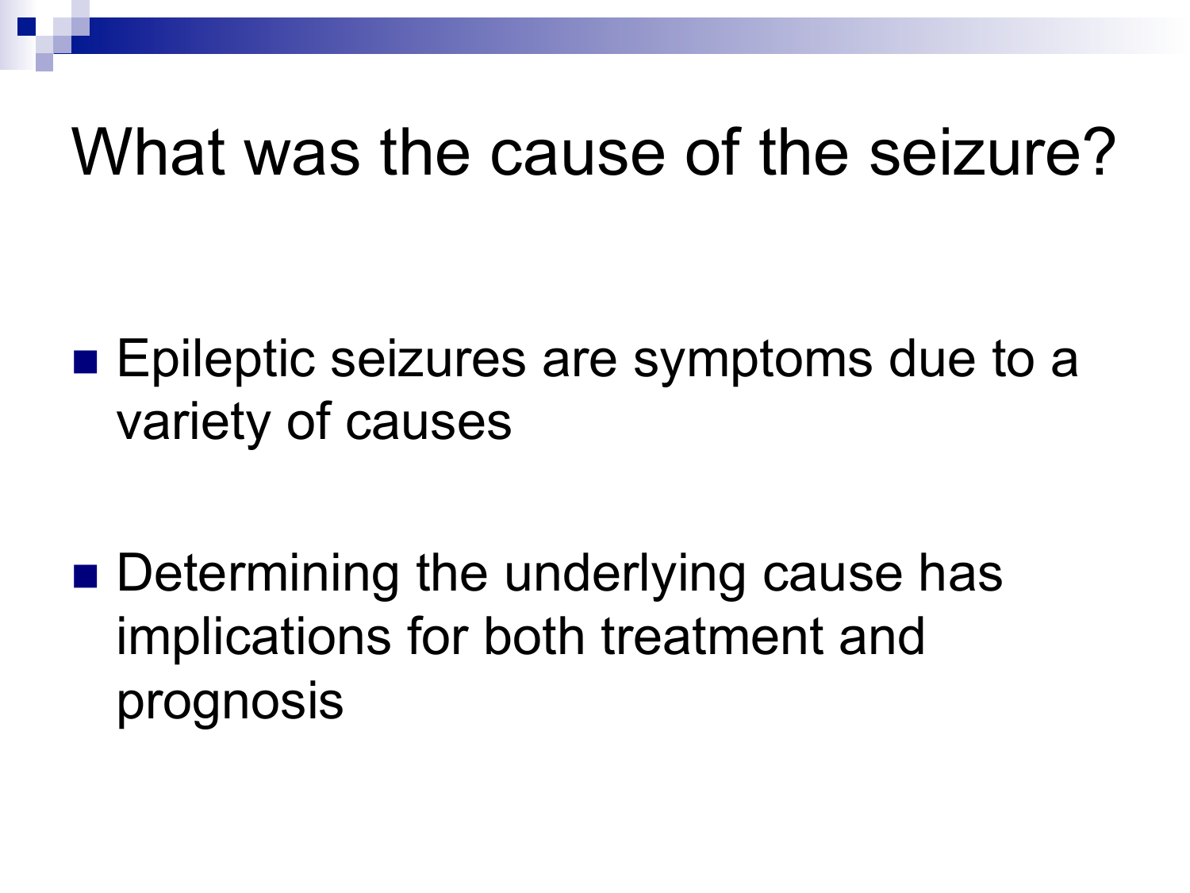# What was the cause of the seizure?

- Epileptic seizures are symptoms due to a variety of causes
- Determining the underlying cause has implications for both treatment and prognosis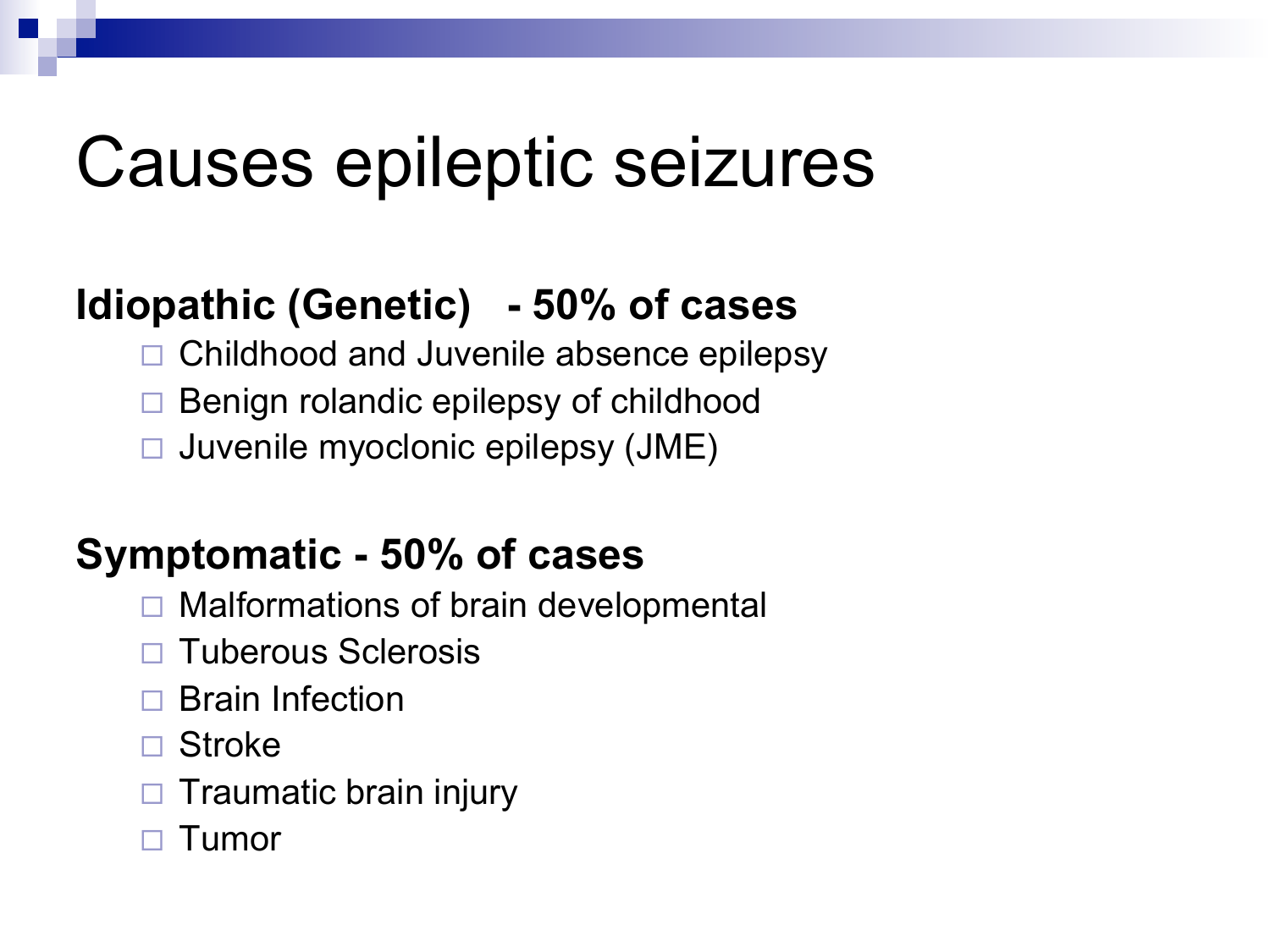# Causes epileptic seizures

**Idiopathic (Genetic) - 50% of cases**

- Childhood and Juvenile absence epilepsy
- Benign rolandic epilepsy of childhood
- Juvenile myoclonic epilepsy (JME)

**Symptomatic - 50% of cases**

- Malformations of brain developmental
- Tuberous Sclerosis
- Brain Infection
- Stroke
- Traumatic brain injury
- Tumor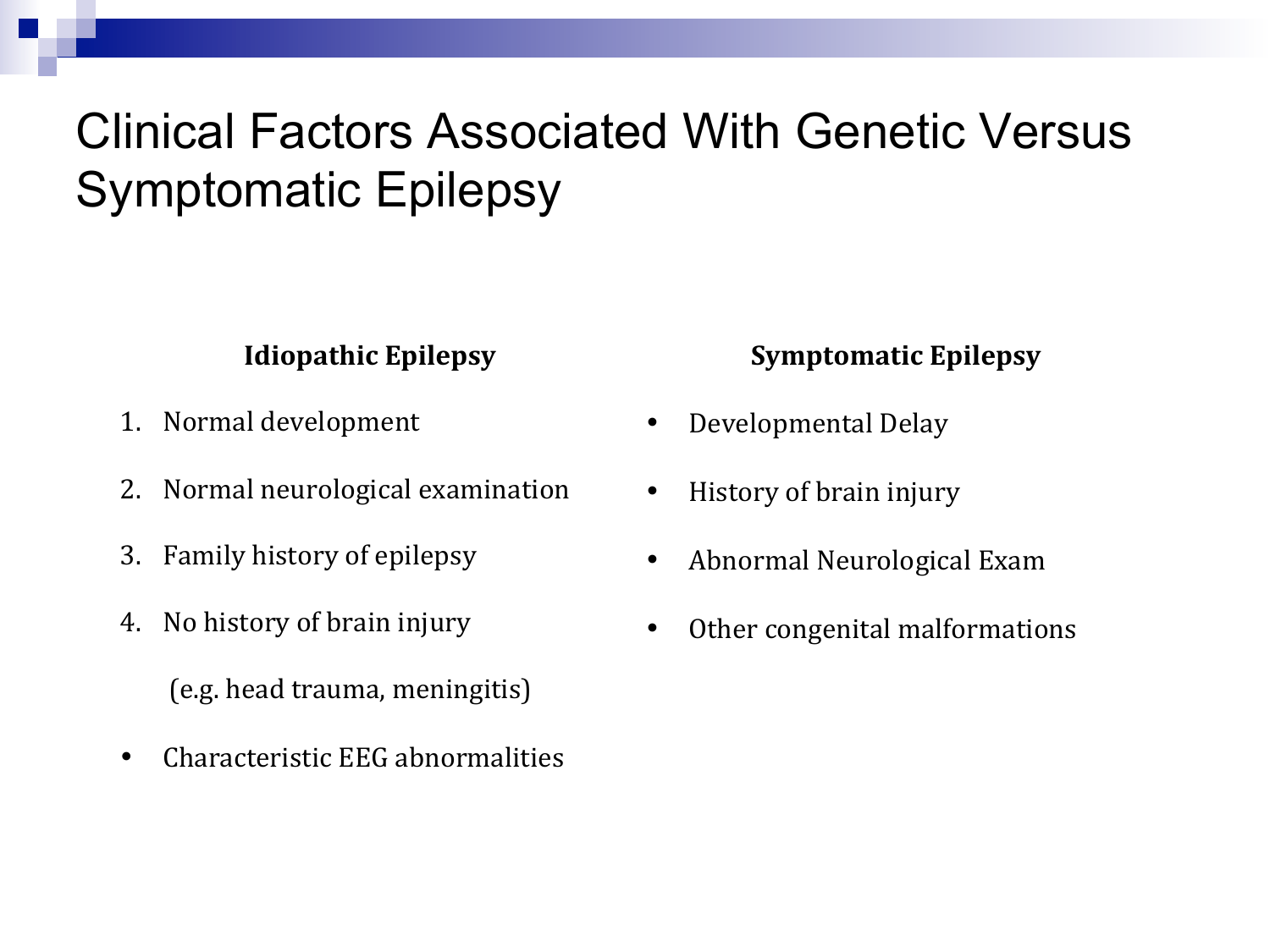# Clinical Factors Associated With Genetic Versus Symptomatic Epilepsy

**Idiopathic Epilepsy**

1. Normal development
2. Normal neurological examination
3. Family history of epilepsy
4. No history of brain injury

   (e.g. head trauma, meningitis)

- Characteristic EEG abnormalities

**Symptomatic Epilepsy**

- Developmental Delay
- History of brain injury
- Abnormal Neurological Exam
- Other congenital malformations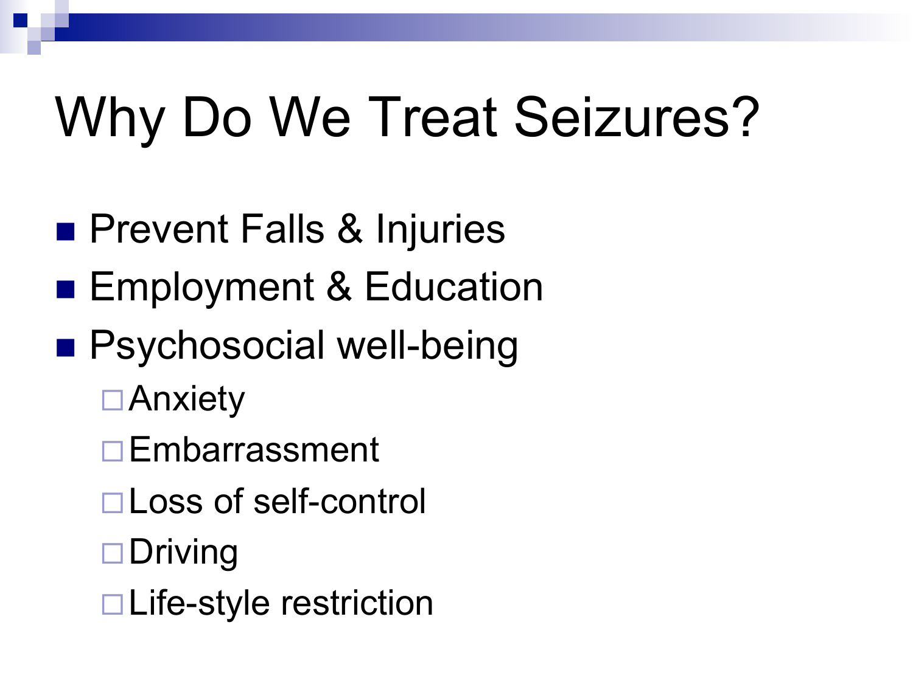# Why Do We Treat Seizures?

- Prevent Falls & Injuries
- Employment & Education
- Psychosocial well-being
  - Anxiety
  - Embarrassment
  - Loss of self-control
  - Driving
  - Life-style restriction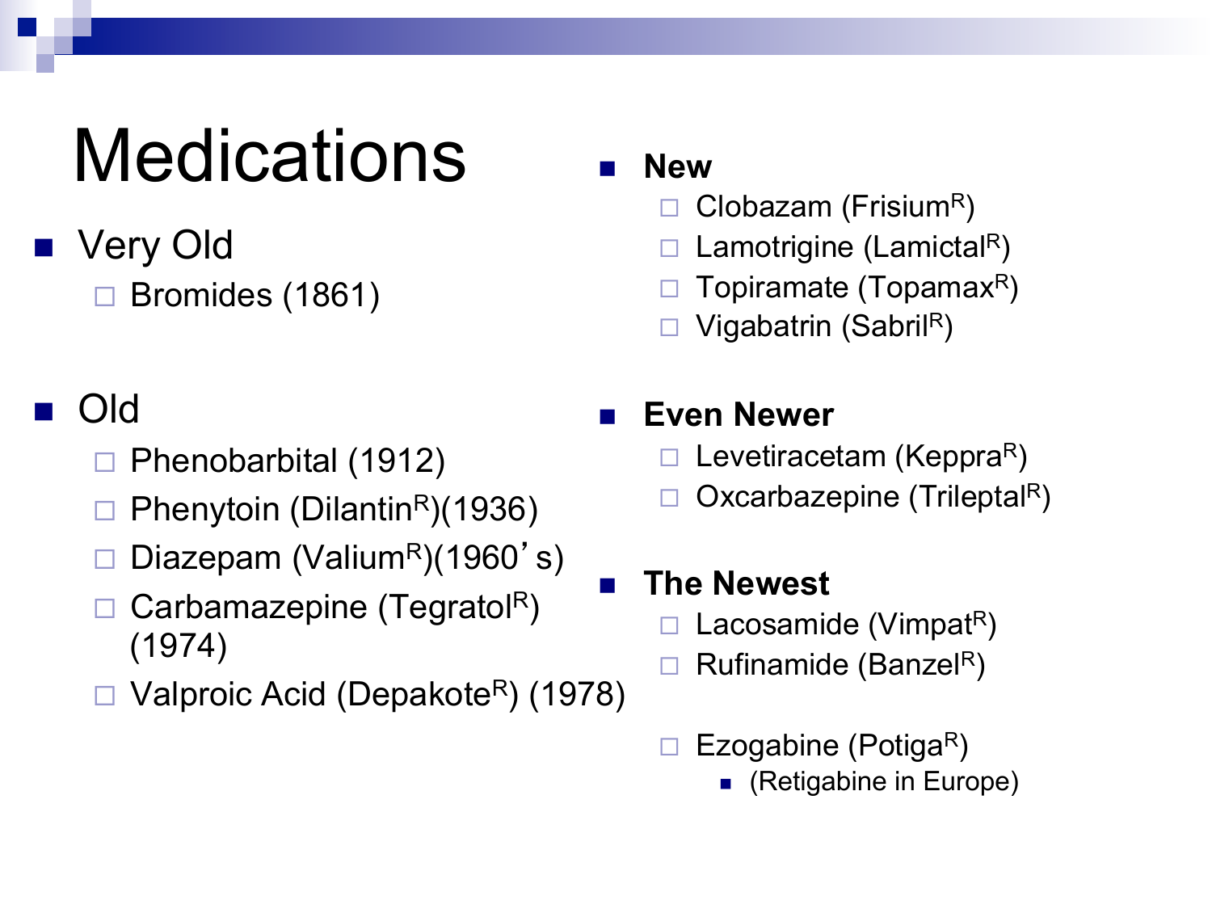# Medications

- Very Old
  - Bromides (1861)

- Old
  - Phenobarbital (1912)
  - Phenytoin (Dilantin[R])(1936)
  - Diazepam (Valium[R])(1960's)
  - Carbamazepine (Tegratol[R]) (1974)
  - Valproic Acid (Depakote[R]) (1978)

- **New**
  - Clobazam (Frisium[R])
  - Lamotrigine (Lamictal[R])
  - Topiramate (Topamax[R])
  - Vigabatrin (Sabril[R])

- **Even Newer**
  - Levetiracetam (Keppra[R])
  - Oxcarbazepine (Trileptal[R])

- **The Newest**
  - Lacosamide (Vimpat[R])
  - Rufinamide (Banzel[R])
  - Ezogabine (Potiga[R])
    - (Retigabine in Europe)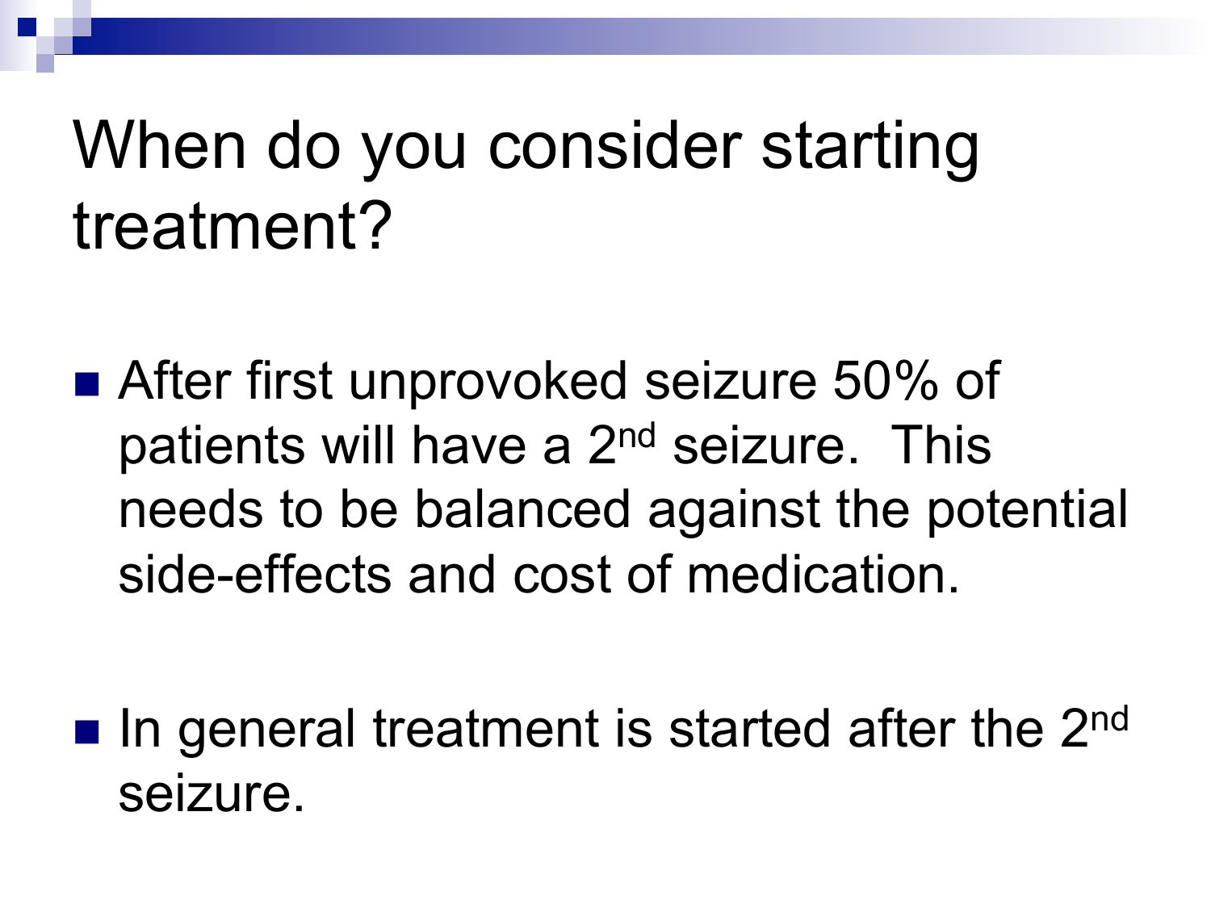# When do you consider starting treatment?

- After first unprovoked seizure 50% of patients will have a 2nd seizure. This needs to be balanced against the potential side-effects and cost of medication.
- In general treatment is started after the 2nd seizure.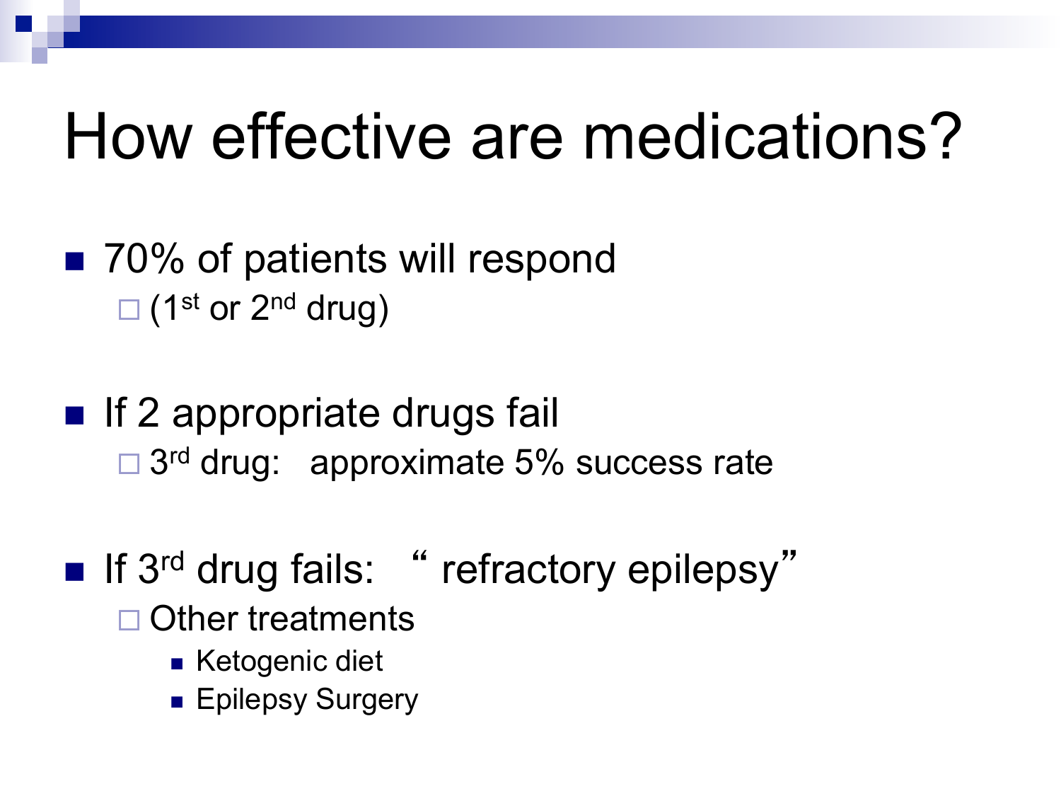# How effective are medications?

- 70% of patients will respond
  - (1st or 2nd drug)
- If 2 appropriate drugs fail
  - 3rd drug: approximate 5% success rate
- If 3rd drug fails: "refractory epilepsy"
  - Other treatments
    - Ketogenic diet
    - Epilepsy Surgery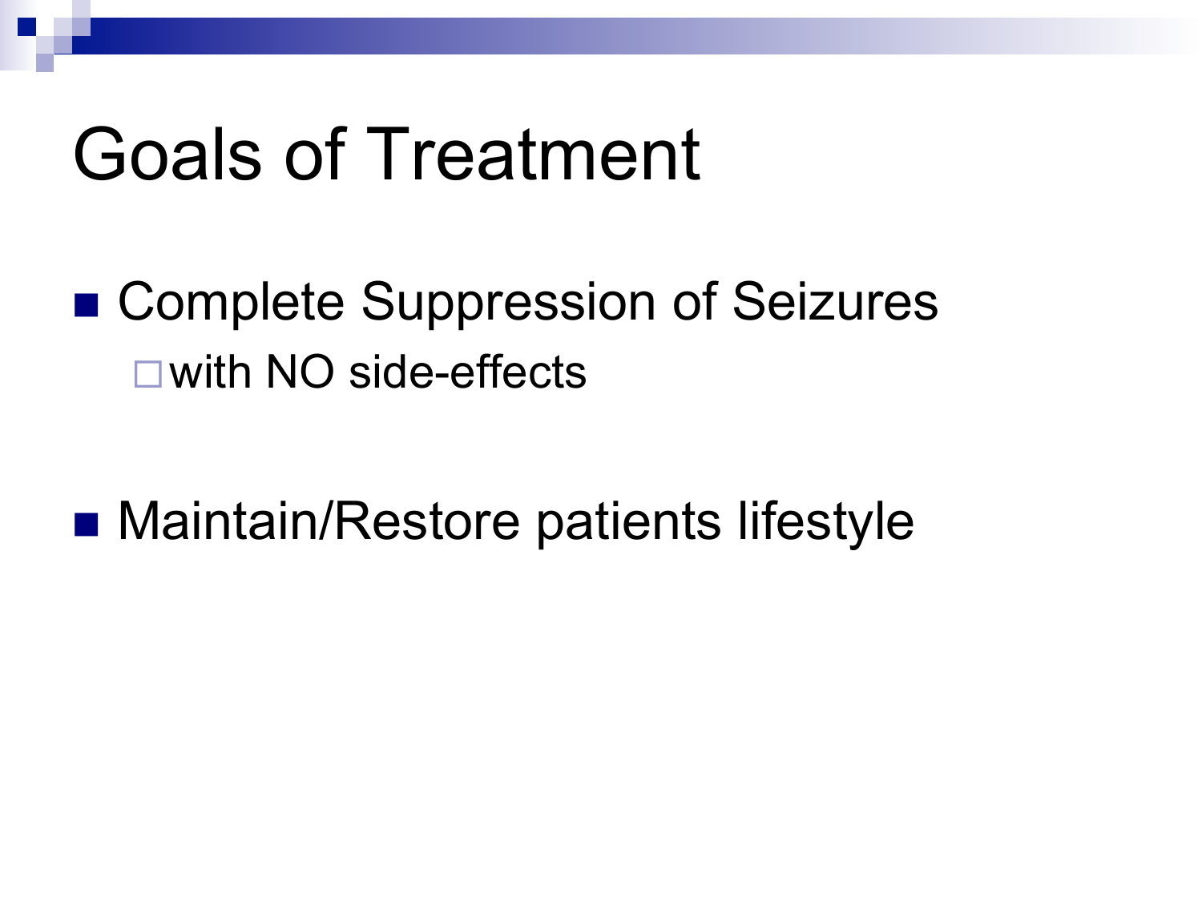# Goals of Treatment

- Complete Suppression of Seizures
  - with NO side-effects
- Maintain/Restore patients lifestyle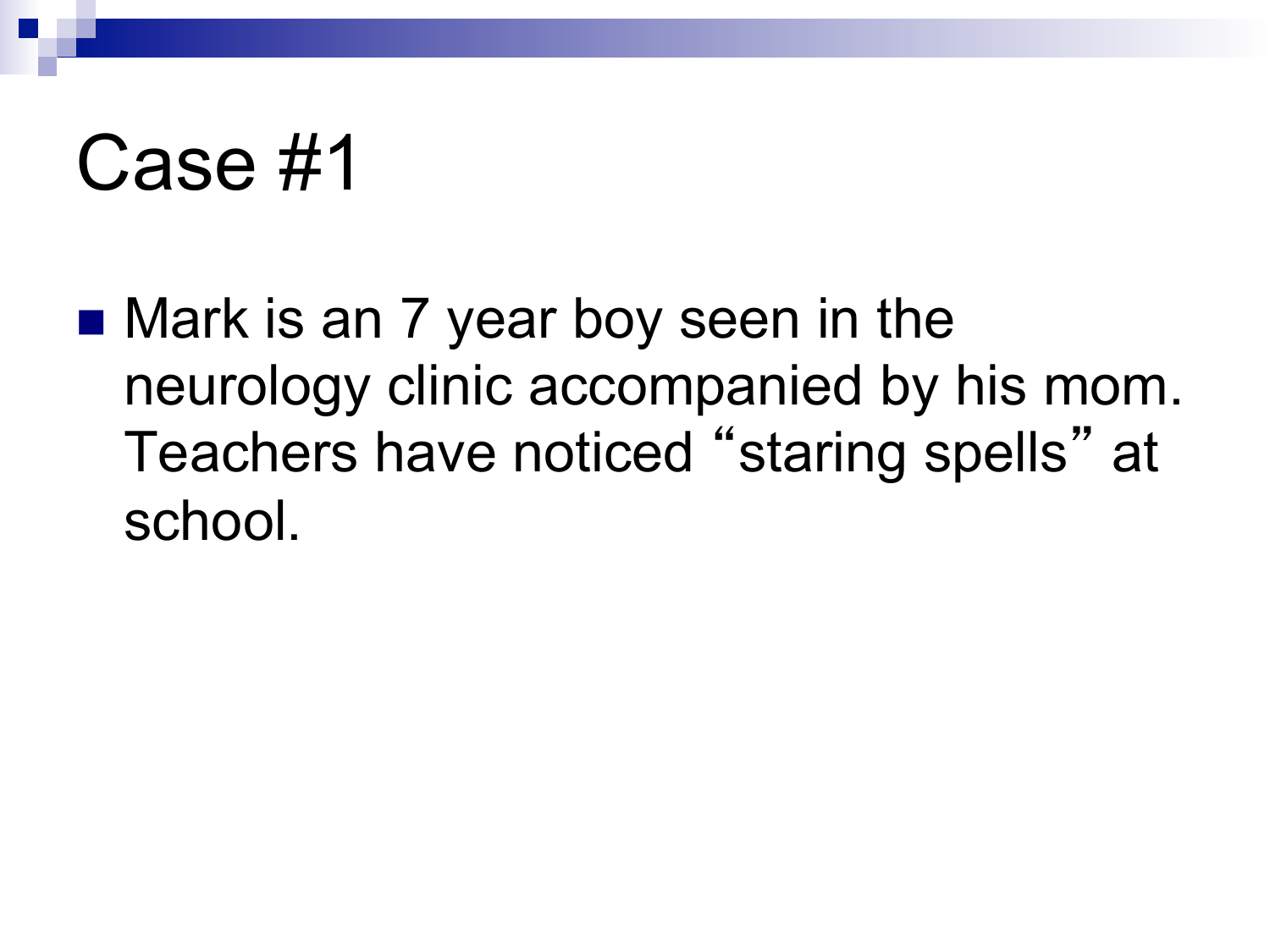# Case #1

- Mark is an 7 year boy seen in the neurology clinic accompanied by his mom. Teachers have noticed "staring spells" at school.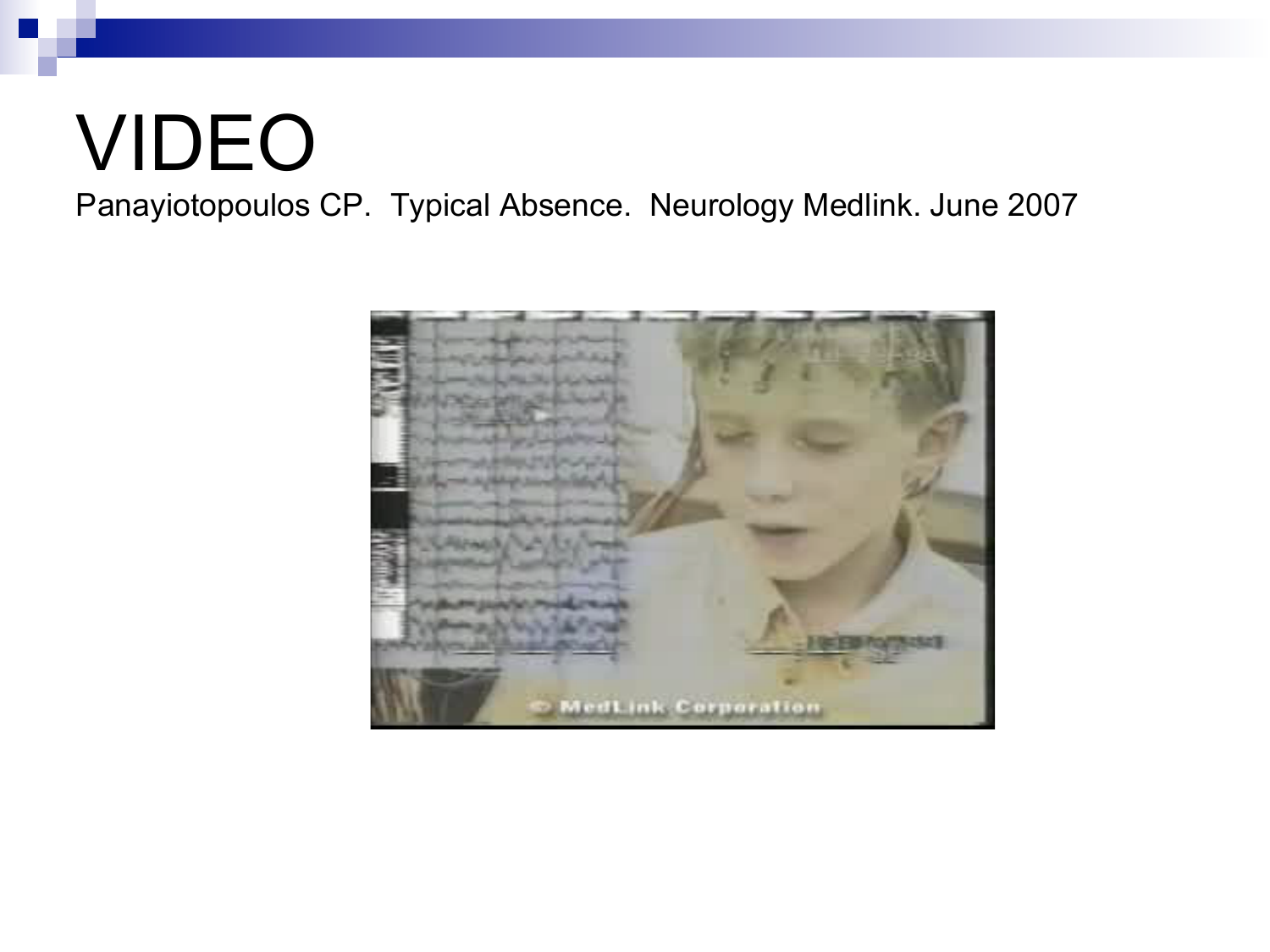# VIDEO

Panayiotopoulos CP. Typical Absence. Neurology Medlink. June 2007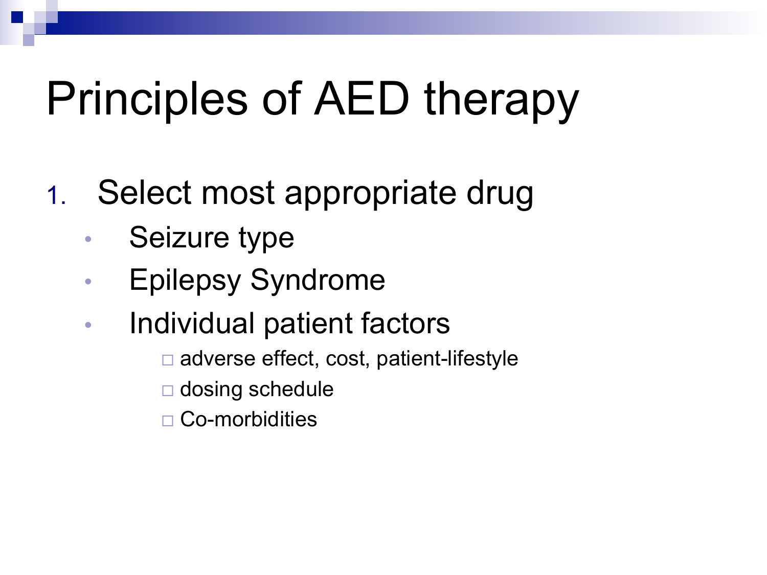# Principles of AED therapy

1. Select most appropriate drug
   - Seizure type
   - Epilepsy Syndrome
   - Individual patient factors
     - adverse effect, cost, patient-lifestyle
     - dosing schedule
     - Co-morbidities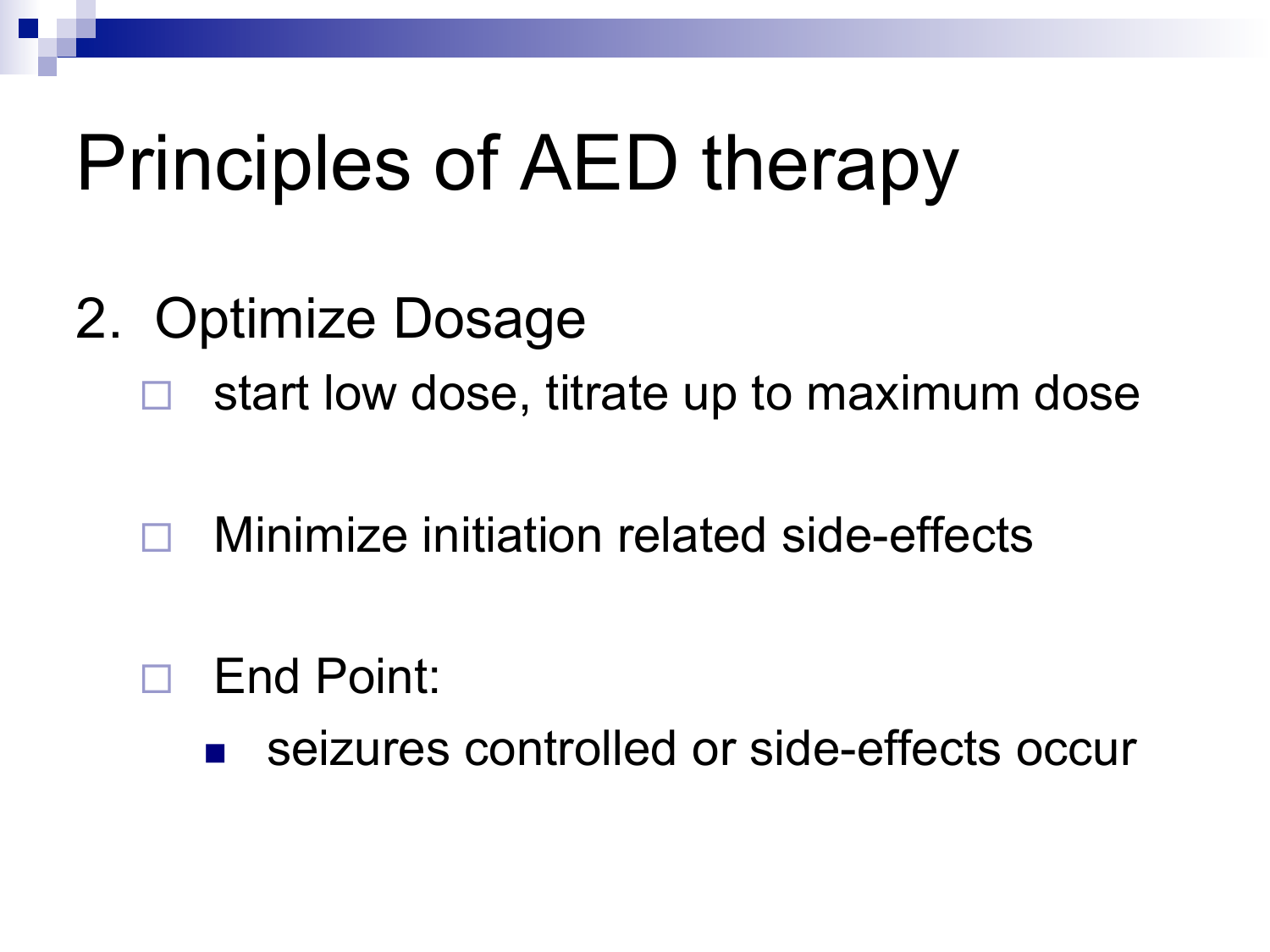# Principles of AED therapy

2. Optimize Dosage
    - start low dose, titrate up to maximum dose
    - Minimize initiation related side-effects
    - End Point:
        - seizures controlled or side-effects occur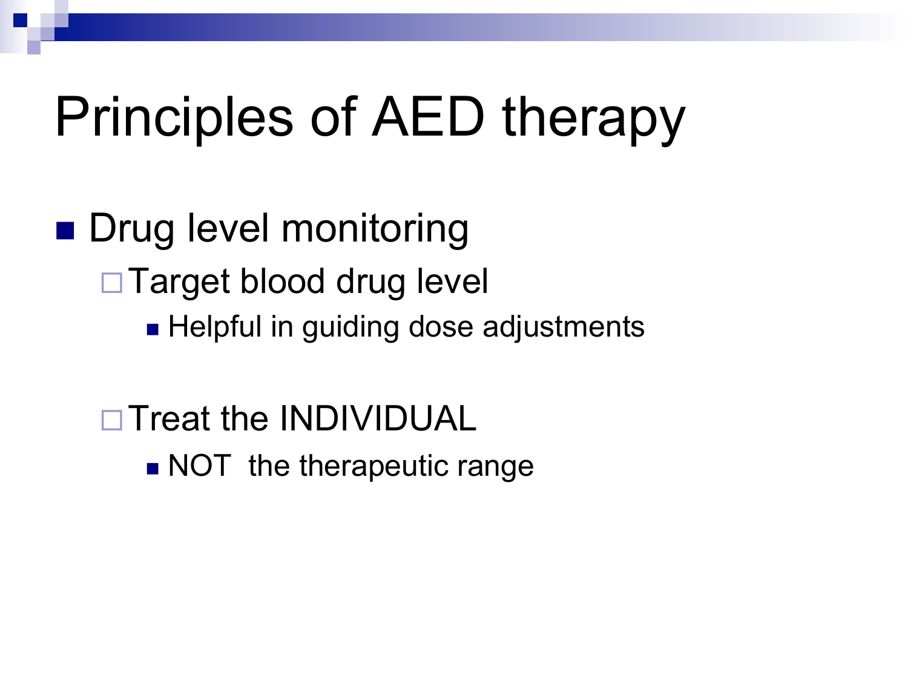# Principles of AED therapy

- Drug level monitoring
  - Target blood drug level
    - Helpful in guiding dose adjustments
  - Treat the INDIVIDUAL
    - NOT the therapeutic range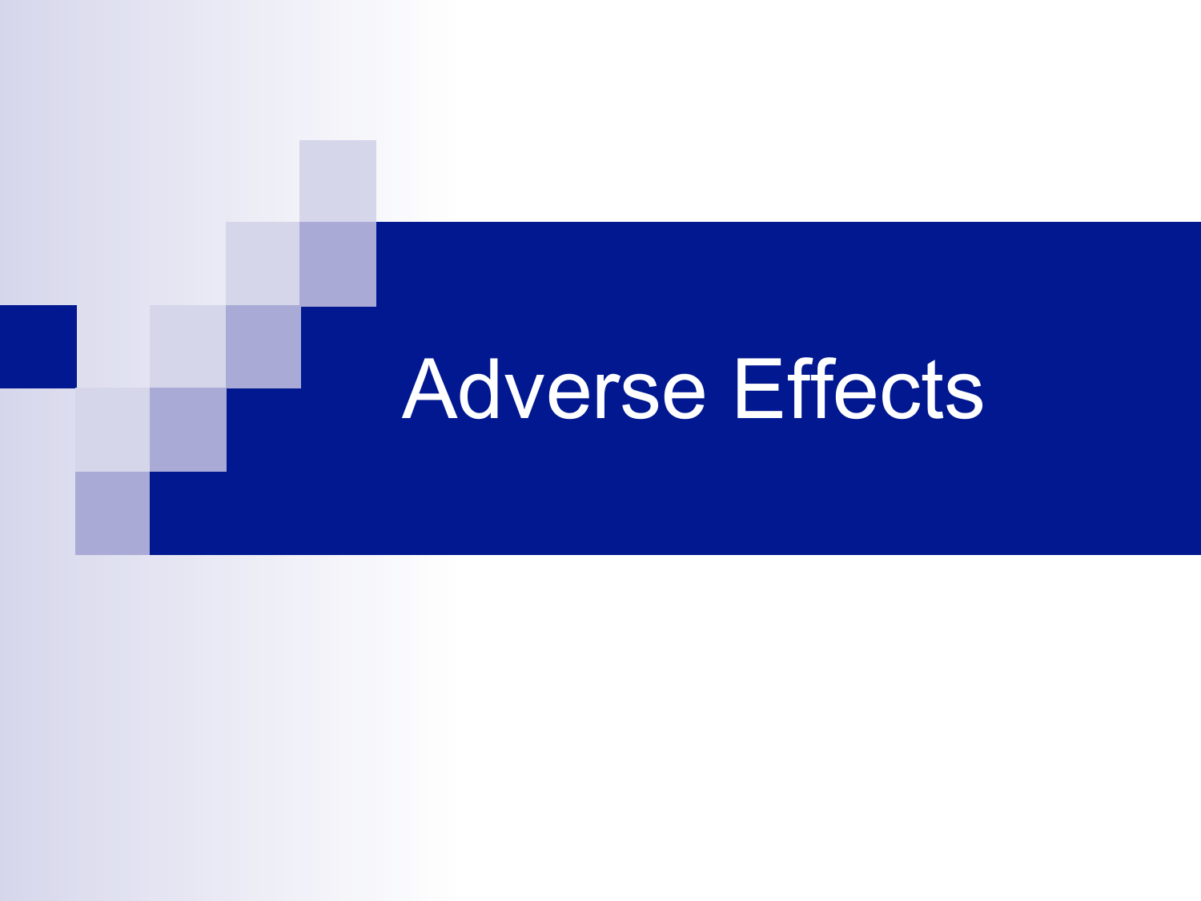# Adverse Effects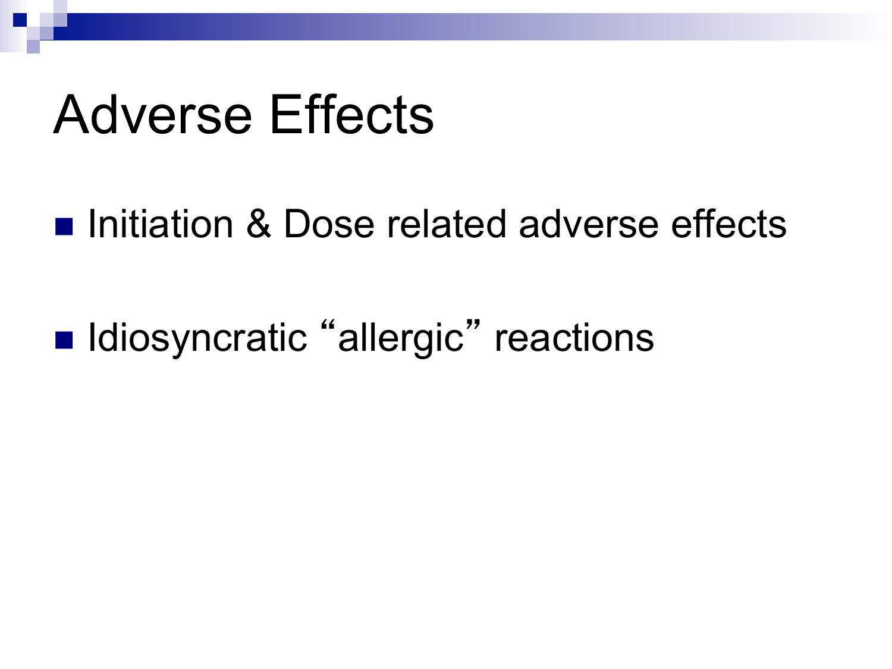# Adverse Effects

- Initiation & Dose related adverse effects
- Idiosyncratic "allergic" reactions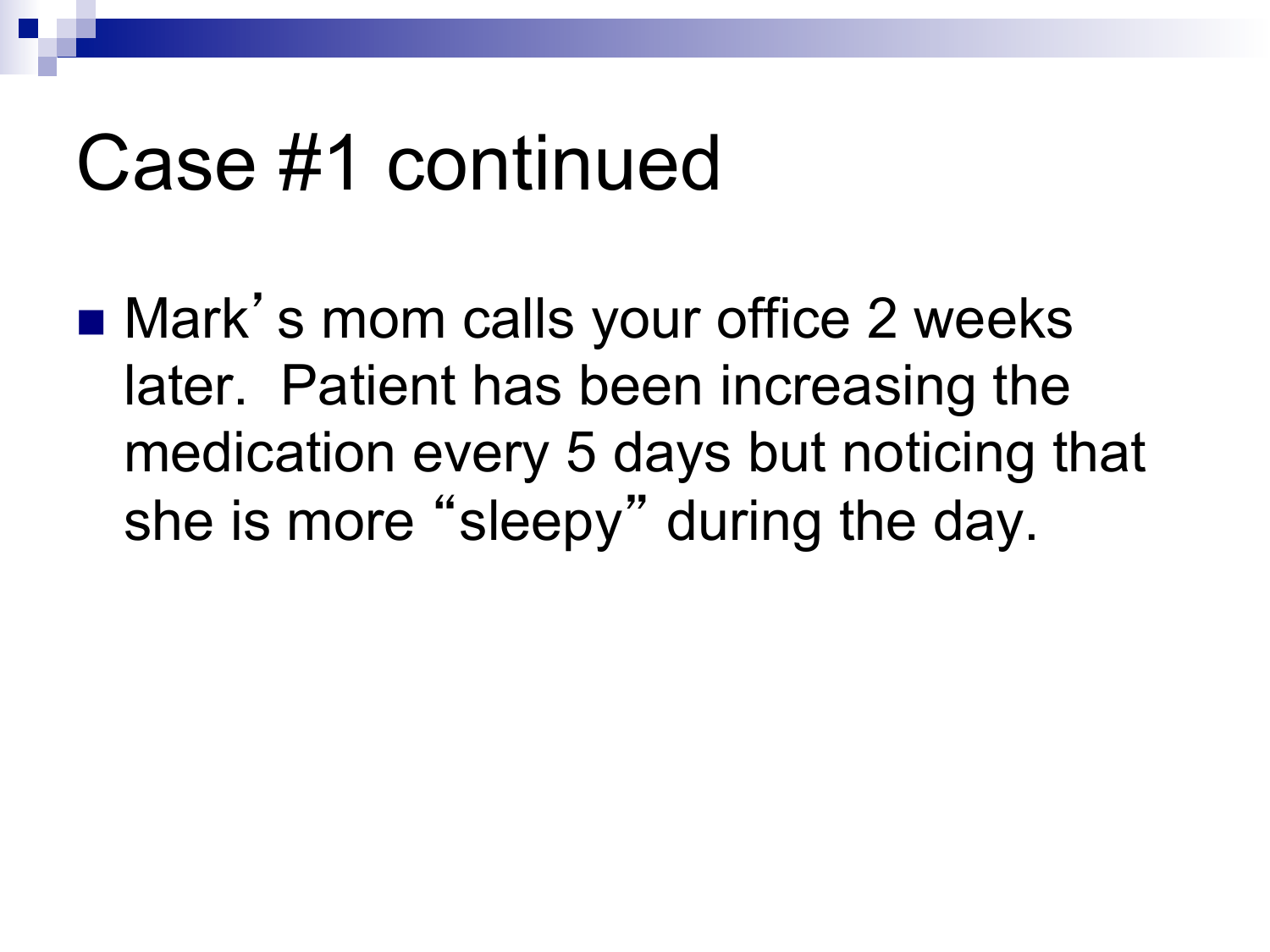# Case #1 continued

- Mark's mom calls your office 2 weeks later. Patient has been increasing the medication every 5 days but noticing that she is more "sleepy" during the day.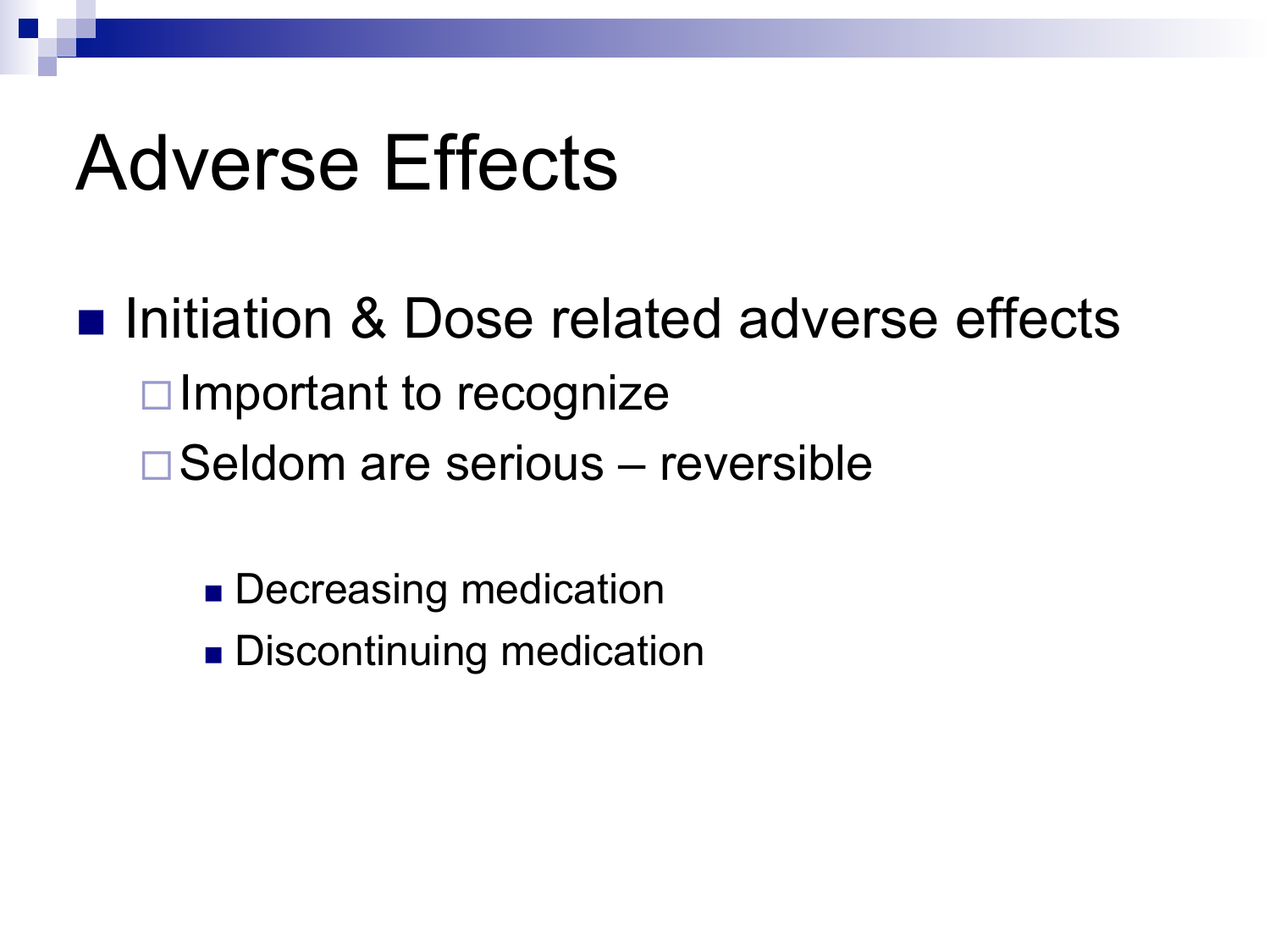# Adverse Effects

- Initiation & Dose related adverse effects
  - Important to recognize
  - Seldom are serious – reversible
    - Decreasing medication
    - Discontinuing medication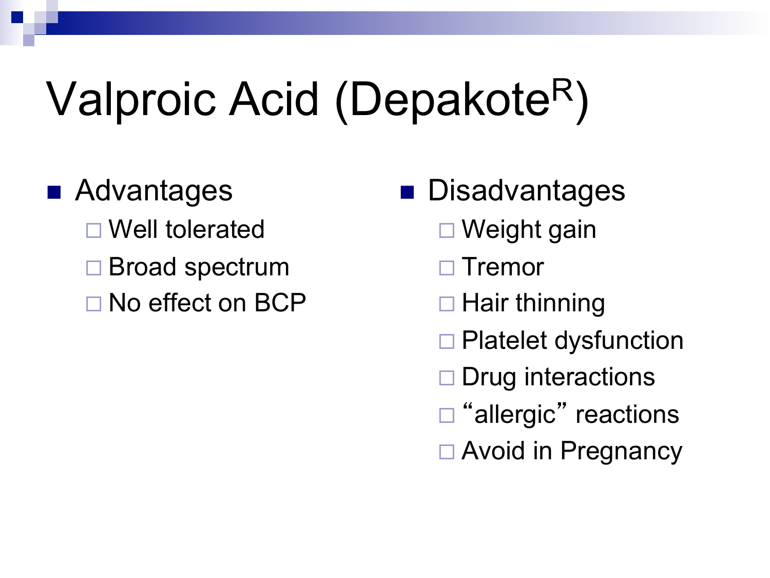# Valproic Acid (Depakote[R])

- Advantages
  - Well tolerated
  - Broad spectrum
  - No effect on BCP
- Disadvantages
  - Weight gain
  - Tremor
  - Hair thinning
  - Platelet dysfunction
  - Drug interactions
  - "allergic" reactions
  - Avoid in Pregnancy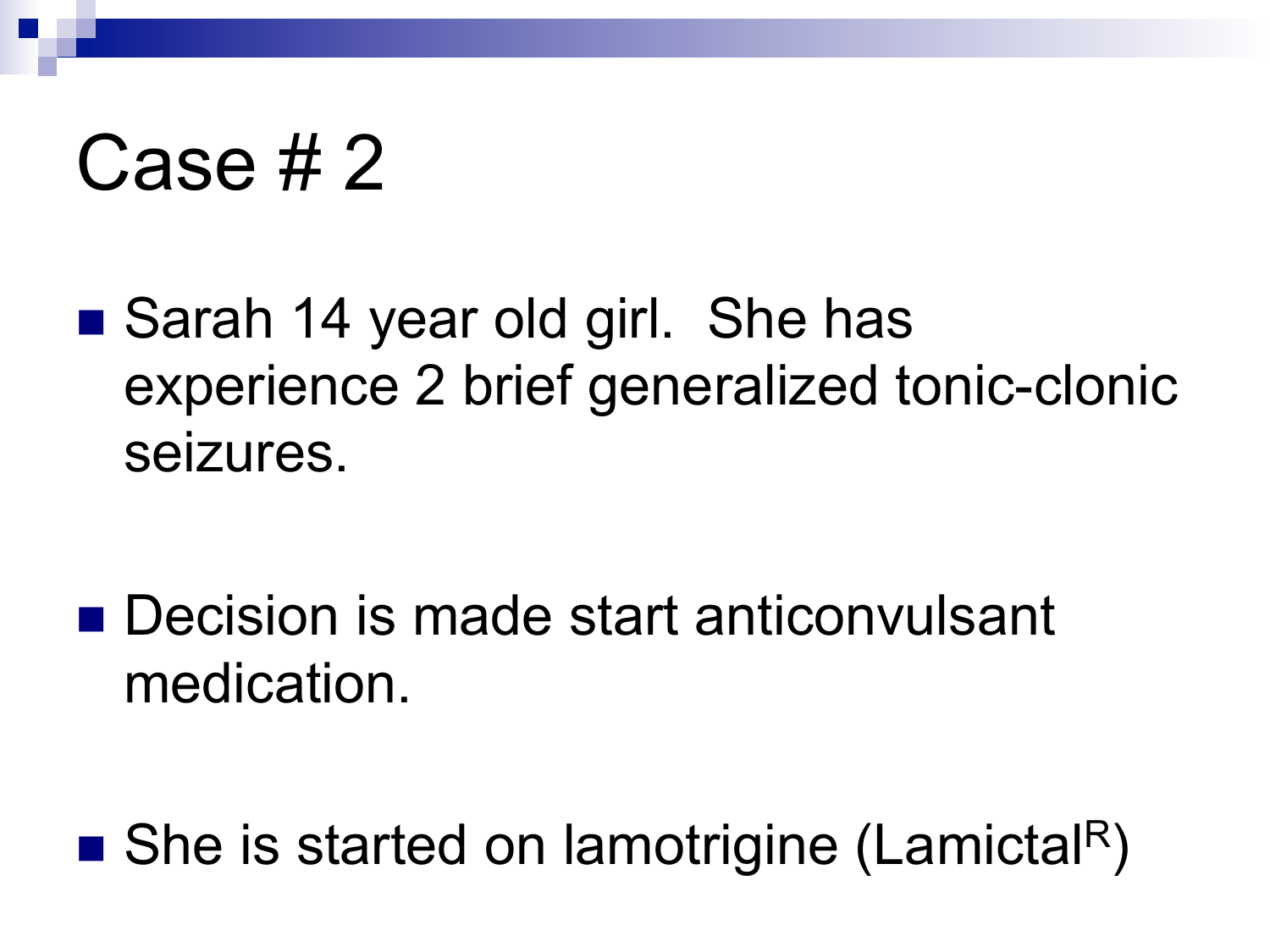# Case # 2

- Sarah 14 year old girl. She has experience 2 brief generalized tonic-clonic seizures.
- Decision is made start anticonvulsant medication.
- She is started on lamotrigine (Lamictal[R])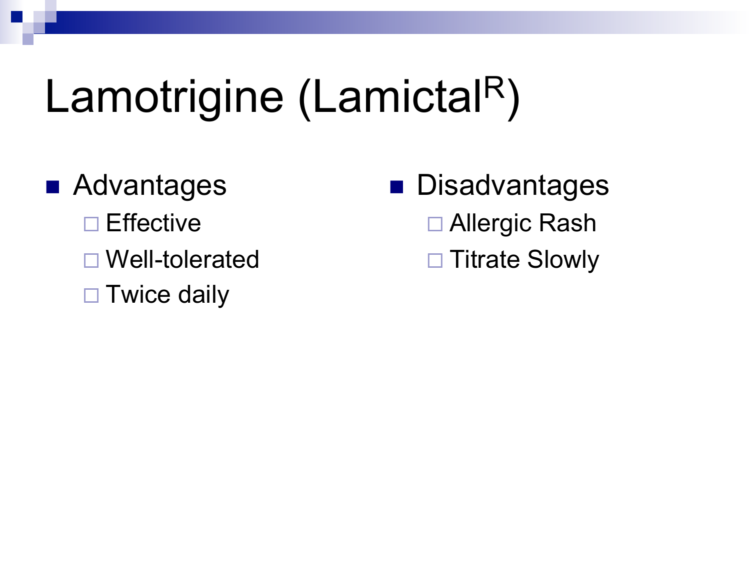# Lamotrigine (Lamictal®)

- Advantages
  - Effective
  - Well-tolerated
  - Twice daily

- Disadvantages
  - Allergic Rash
  - Titrate Slowly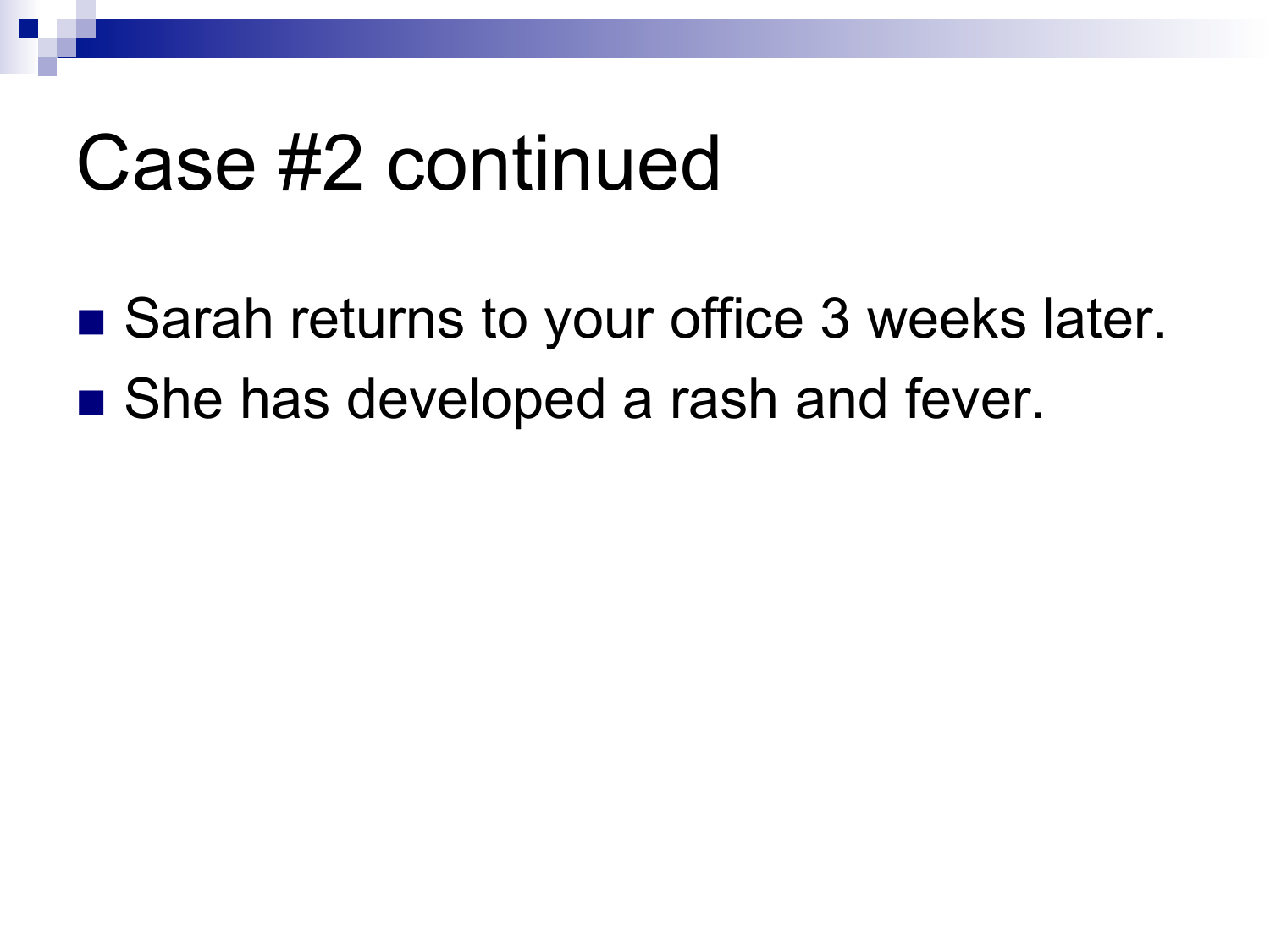# Case #2 continued

- Sarah returns to your office 3 weeks later.
- She has developed a rash and fever.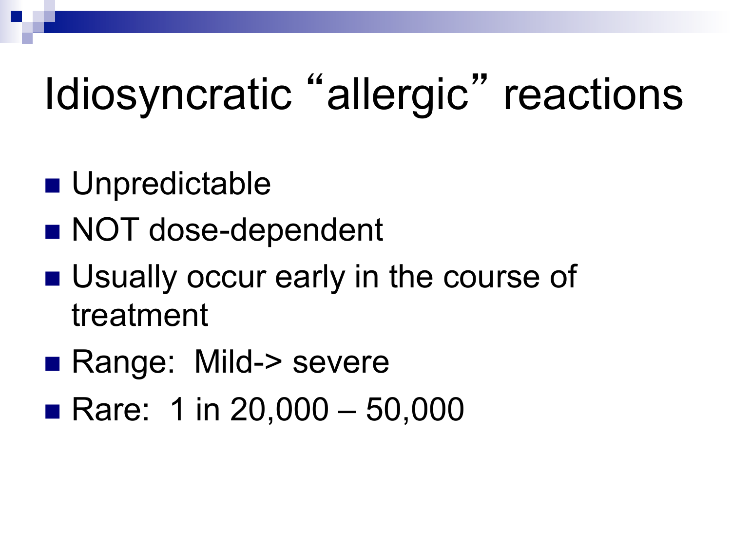# Idiosyncratic “allergic” reactions

- Unpredictable
- NOT dose-dependent
- Usually occur early in the course of treatment
- Range: Mild-> severe
- Rare: 1 in 20,000 – 50,000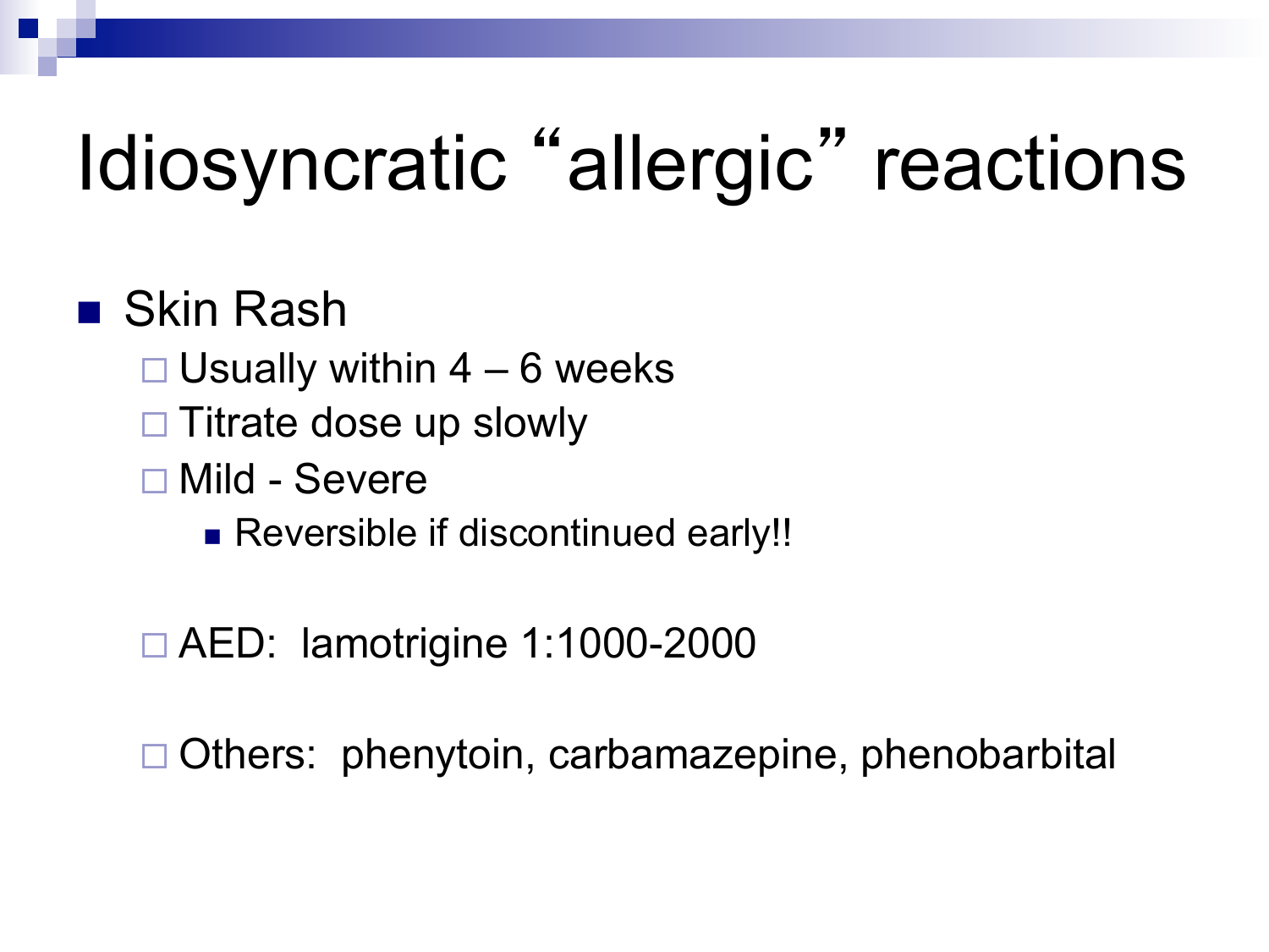# Idiosyncratic “allergic” reactions

- Skin Rash
  - Usually within 4 – 6 weeks
  - Titrate dose up slowly
  - Mild - Severe
    - Reversible if discontinued early!!
  - AED: lamotrigine 1:1000-2000
  - Others: phenytoin, carbamazepine, phenobarbital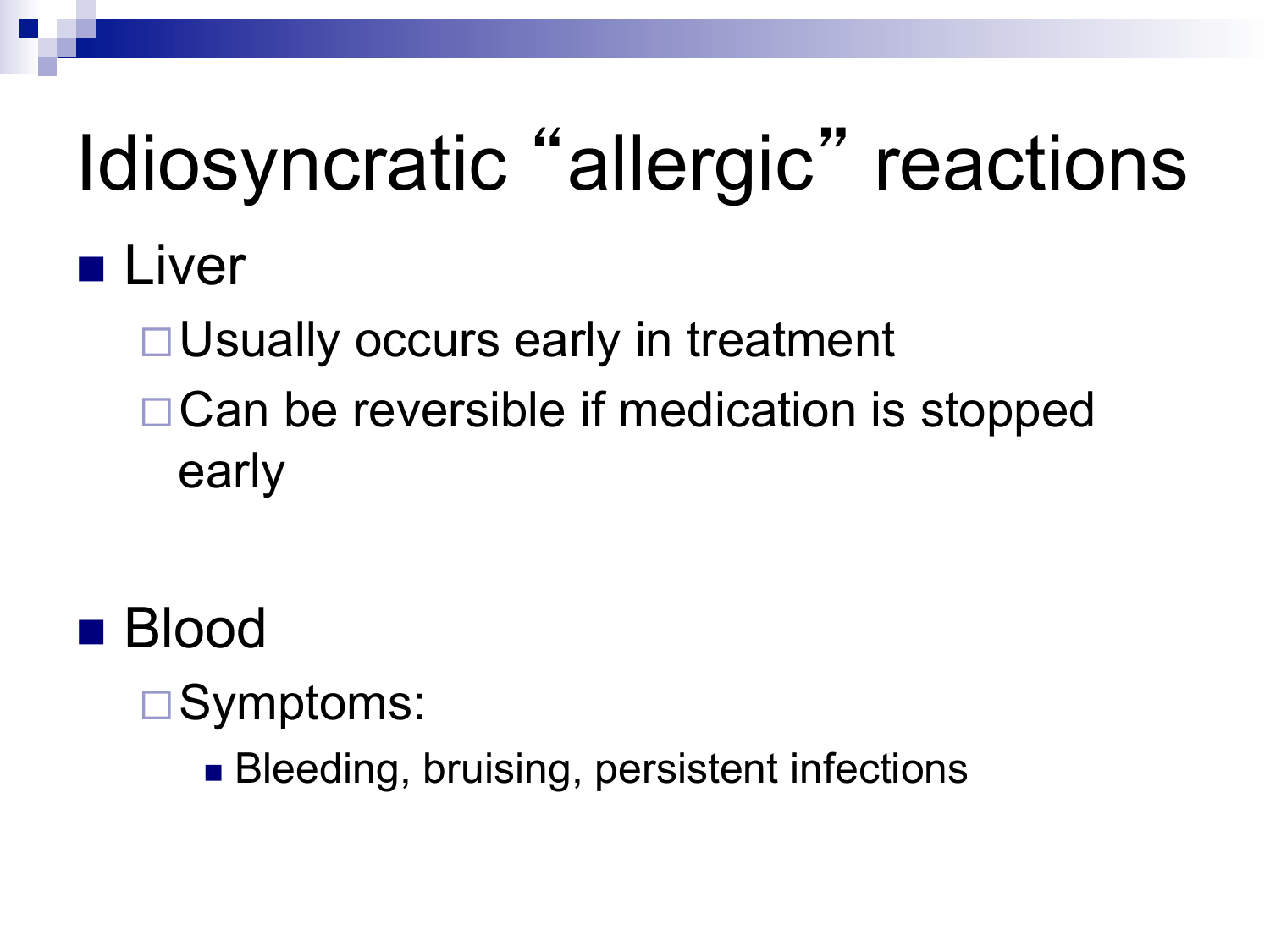# Idiosyncratic “allergic” reactions

- Liver
  - Usually occurs early in treatment
  - Can be reversible if medication is stopped early

- Blood
  - Symptoms:
    - Bleeding, bruising, persistent infections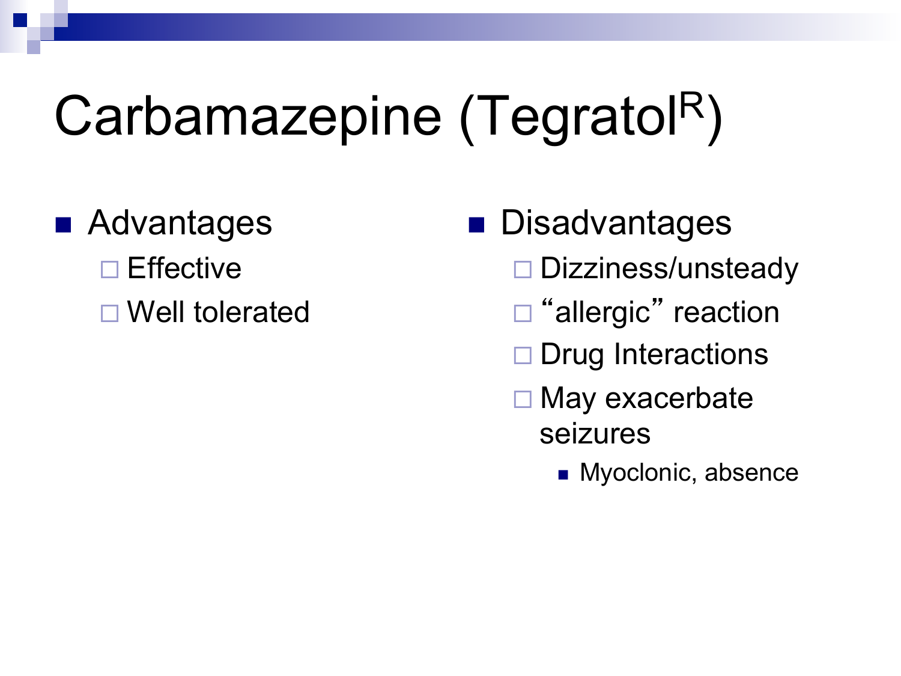# Carbamazepine (Tegratol[R])

- Advantages
  - Effective
  - Well tolerated
- Disadvantages
  - Dizziness/unsteady
  - "allergic" reaction
  - Drug Interactions
  - May exacerbate seizures
    - Myoclonic, absence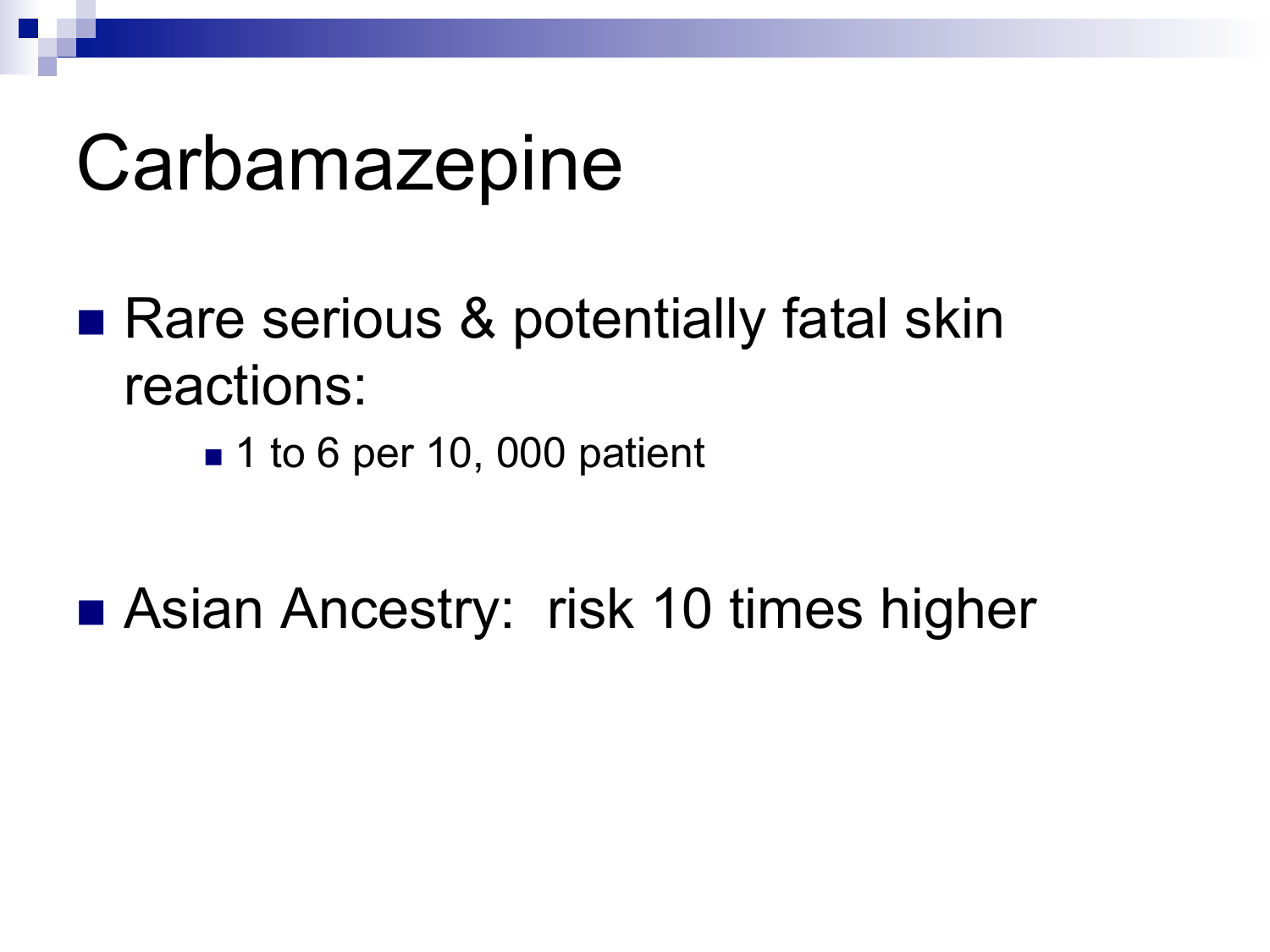# Carbamazepine

- Rare serious & potentially fatal skin reactions:
  - 1 to 6 per 10, 000 patient

- Asian Ancestry:  risk 10 times higher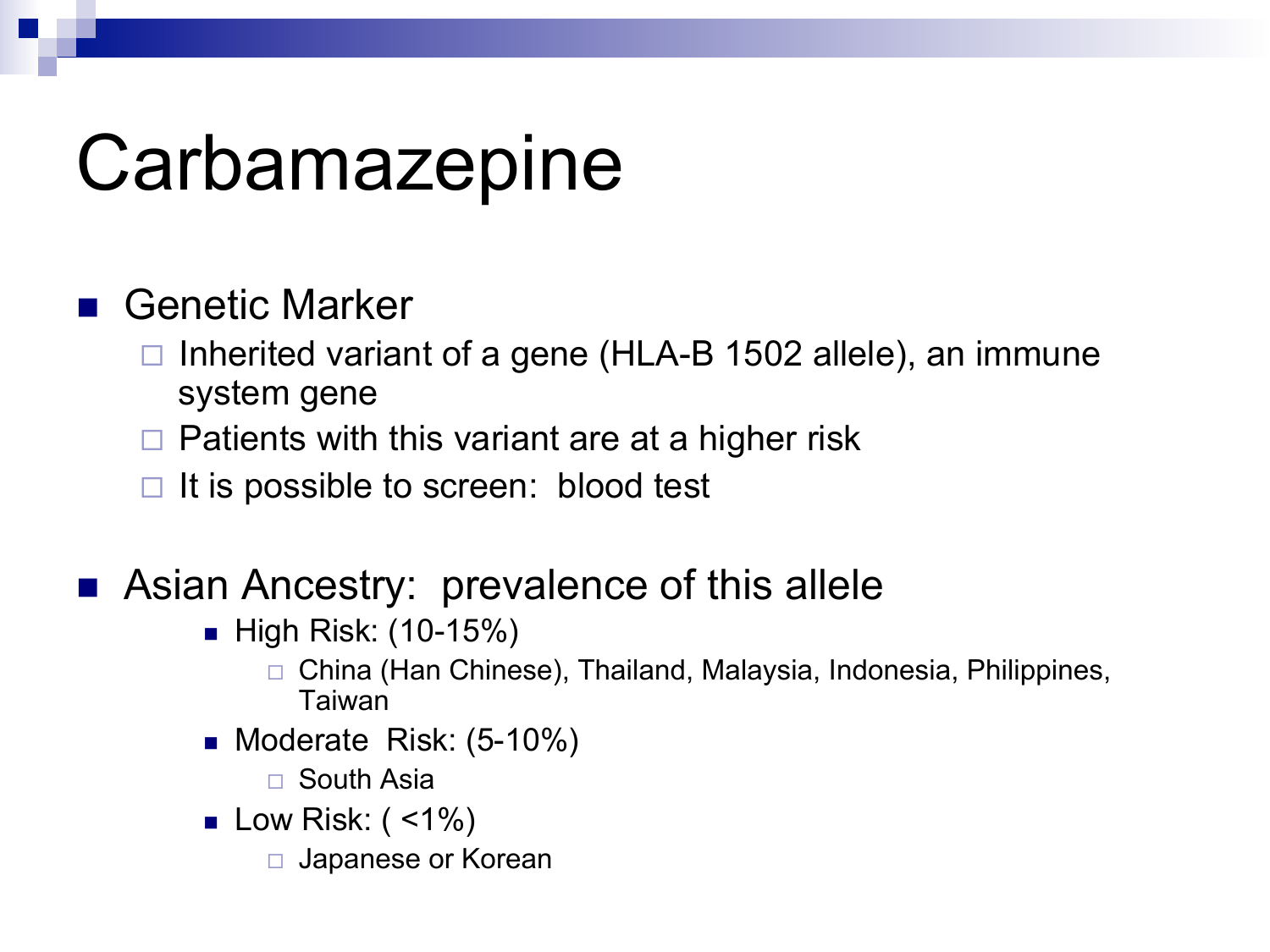# Carbamazepine

- Genetic Marker
  - Inherited variant of a gene (HLA-B 1502 allele), an immune system gene
  - Patients with this variant are at a higher risk
  - It is possible to screen:  blood test

- Asian Ancestry:  prevalence of this allele
  - High Risk: (10-15%)
    - China (Han Chinese), Thailand, Malaysia, Indonesia, Philippines, Taiwan
  - Moderate  Risk: (5-10%)
    - South Asia
  - Low Risk: ( <1%)
    - Japanese or Korean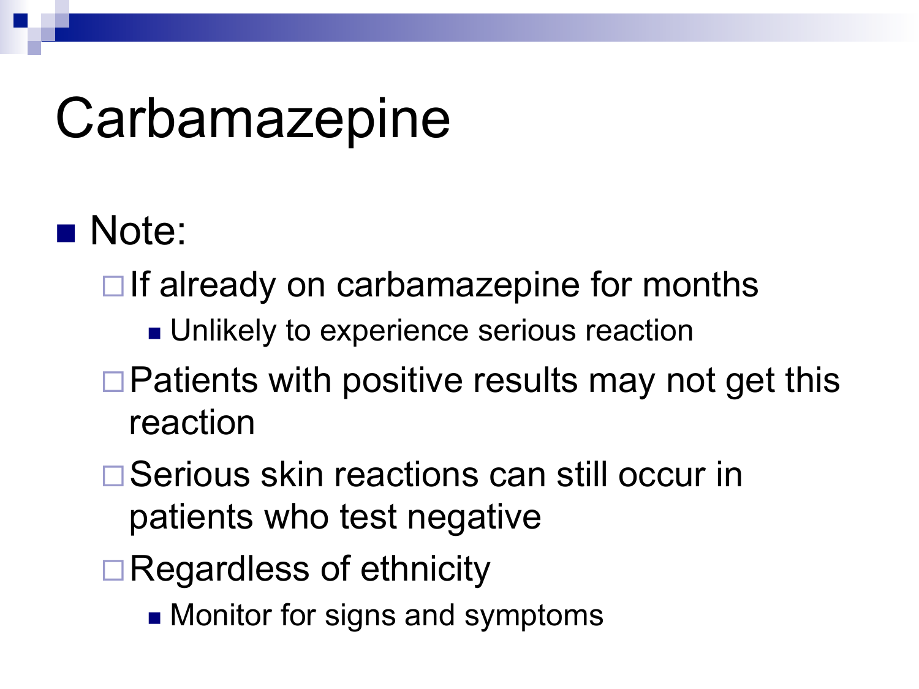# Carbamazepine

- Note:
  - If already on carbamazepine for months
    - Unlikely to experience serious reaction
  - Patients with positive results may not get this reaction
  - Serious skin reactions can still occur in patients who test negative
  - Regardless of ethnicity
    - Monitor for signs and symptoms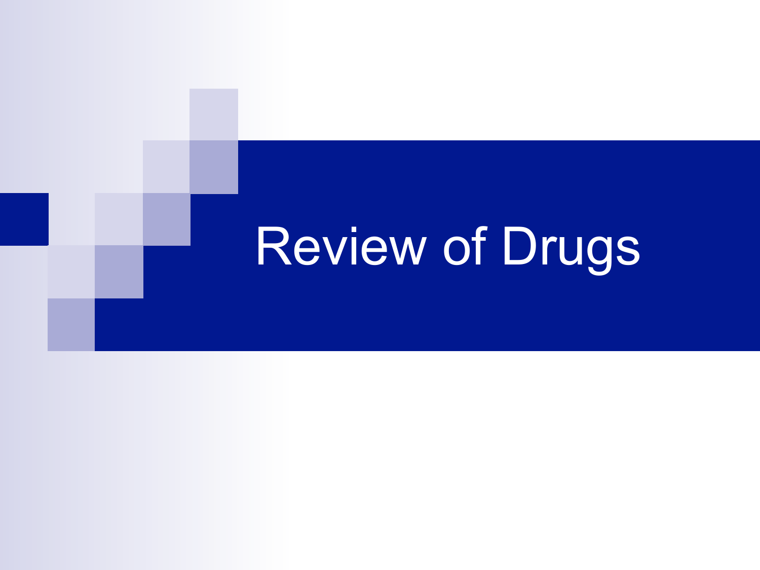# Review of Drugs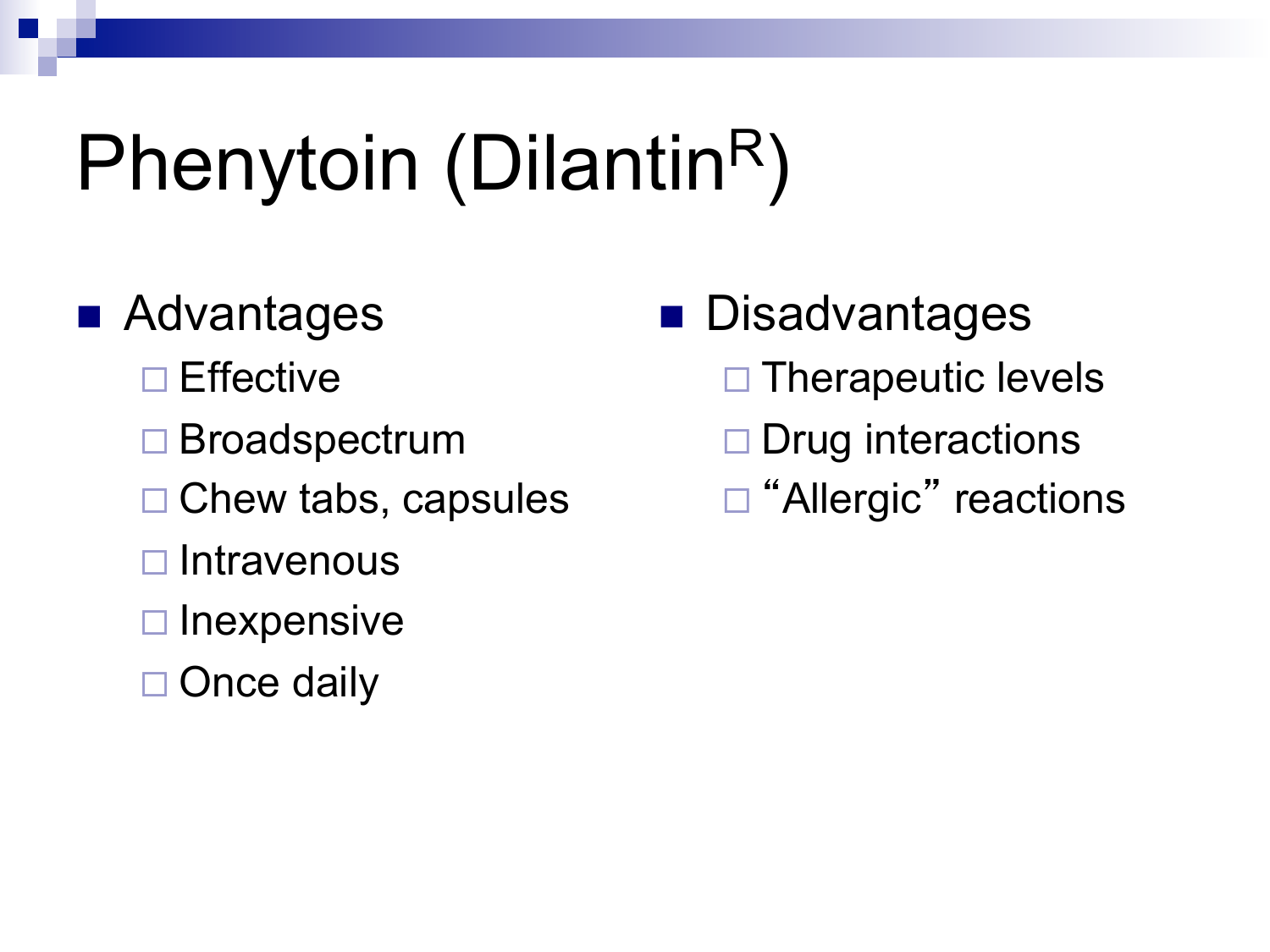# Phenytoin (Dilantin[R])

- Advantages
  - Effective
  - Broadspectrum
  - Chew tabs, capsules
  - Intravenous
  - Inexpensive
  - Once daily
- Disadvantages
  - Therapeutic levels
  - Drug interactions
  - "Allergic" reactions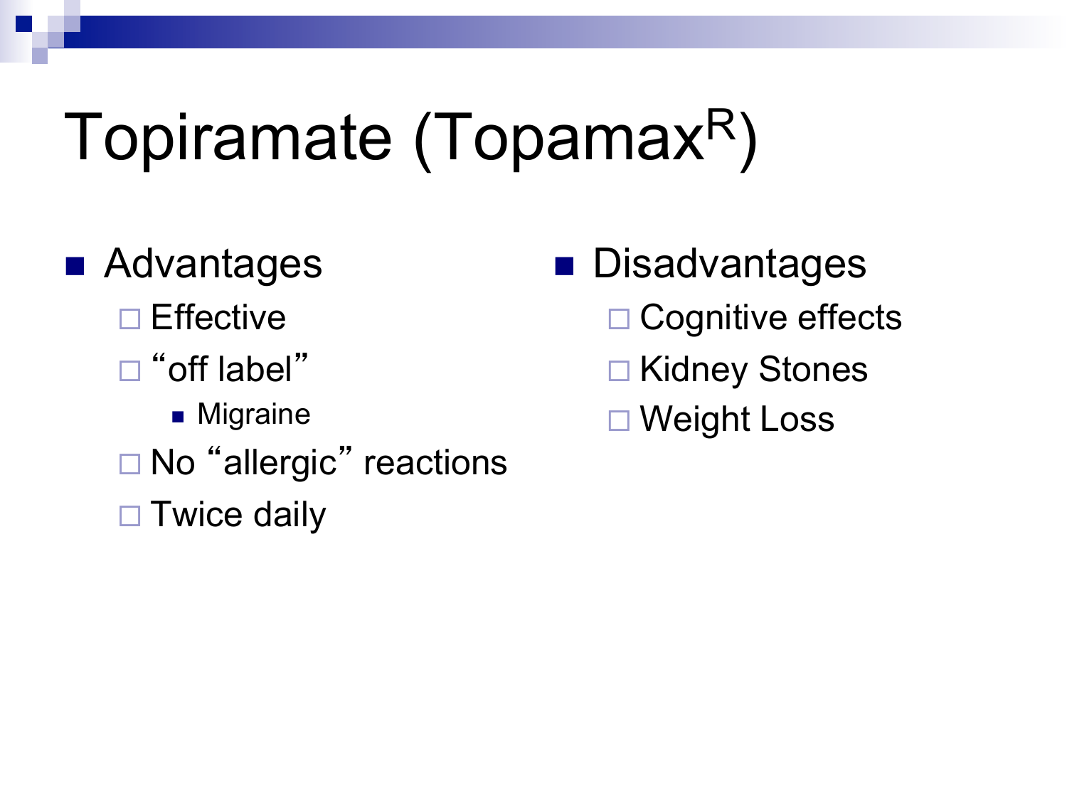# Topiramate (Topamax®)

- Advantages
  - Effective
  - “off label”
    - Migraine
  - No “allergic” reactions
  - Twice daily
- Disadvantages
  - Cognitive effects
  - Kidney Stones
  - Weight Loss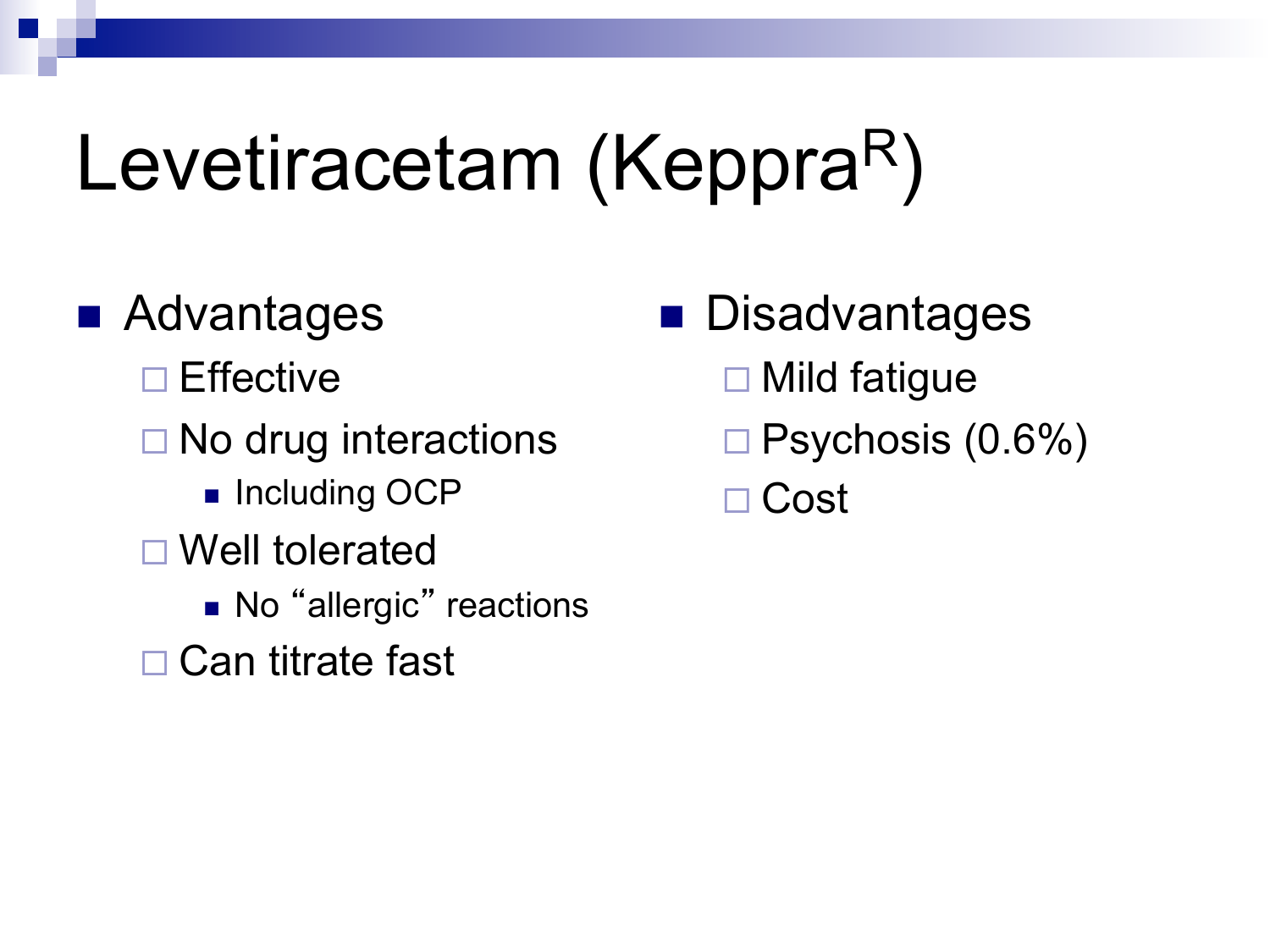# Levetiracetam (Keppra[R])

- Advantages
  - Effective
  - No drug interactions
    - Including OCP
  - Well tolerated
    - No "allergic" reactions
  - Can titrate fast
- Disadvantages
  - Mild fatigue
  - Psychosis (0.6%)
  - Cost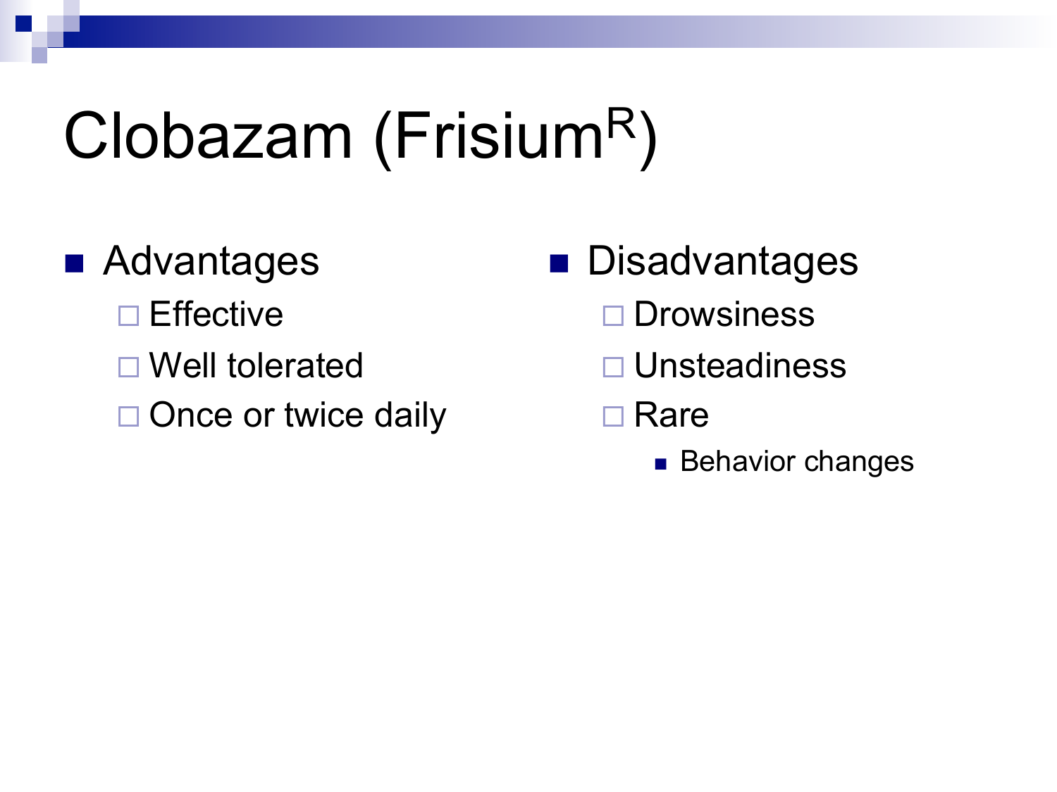# Clobazam (Frisium[R])

- Advantages
  - Effective
  - Well tolerated
  - Once or twice daily
- Disadvantages
  - Drowsiness
  - Unsteadiness
  - Rare
    - Behavior changes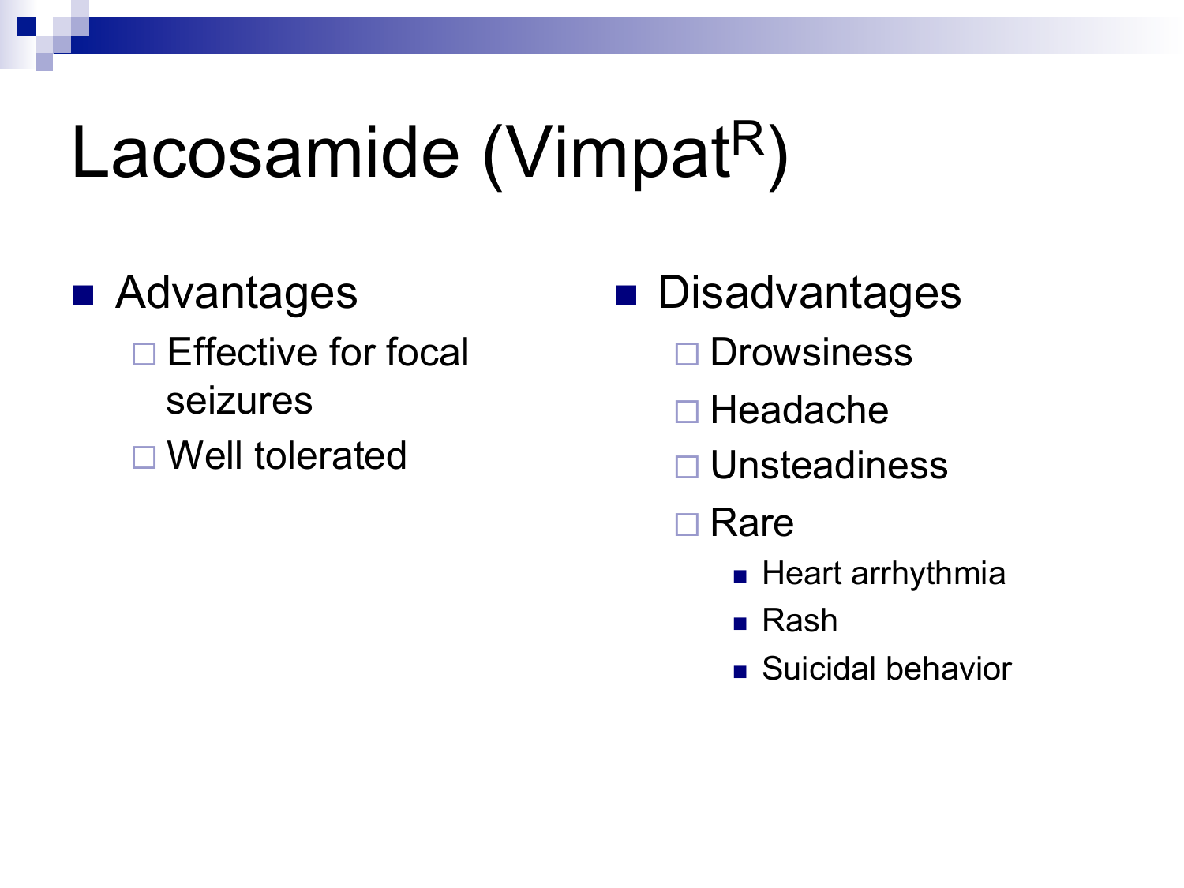# Lacosamide (Vimpat[R])

- Advantages
  - Effective for focal seizures
  - Well tolerated
- Disadvantages
  - Drowsiness
  - Headache
  - Unsteadiness
  - Rare
    - Heart arrhythmia
    - Rash
    - Suicidal behavior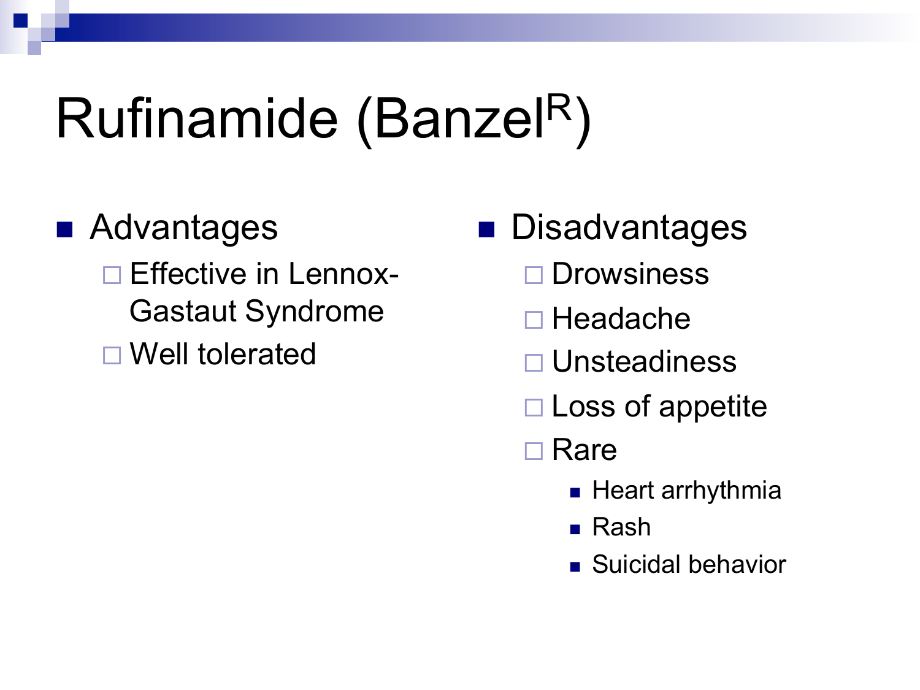# Rufinamide (Banzel[R])

- Advantages
  - Effective in Lennox-Gastaut Syndrome
  - Well tolerated
- Disadvantages
  - Drowsiness
  - Headache
  - Unsteadiness
  - Loss of appetite
  - Rare
    - Heart arrhythmia
    - Rash
    - Suicidal behavior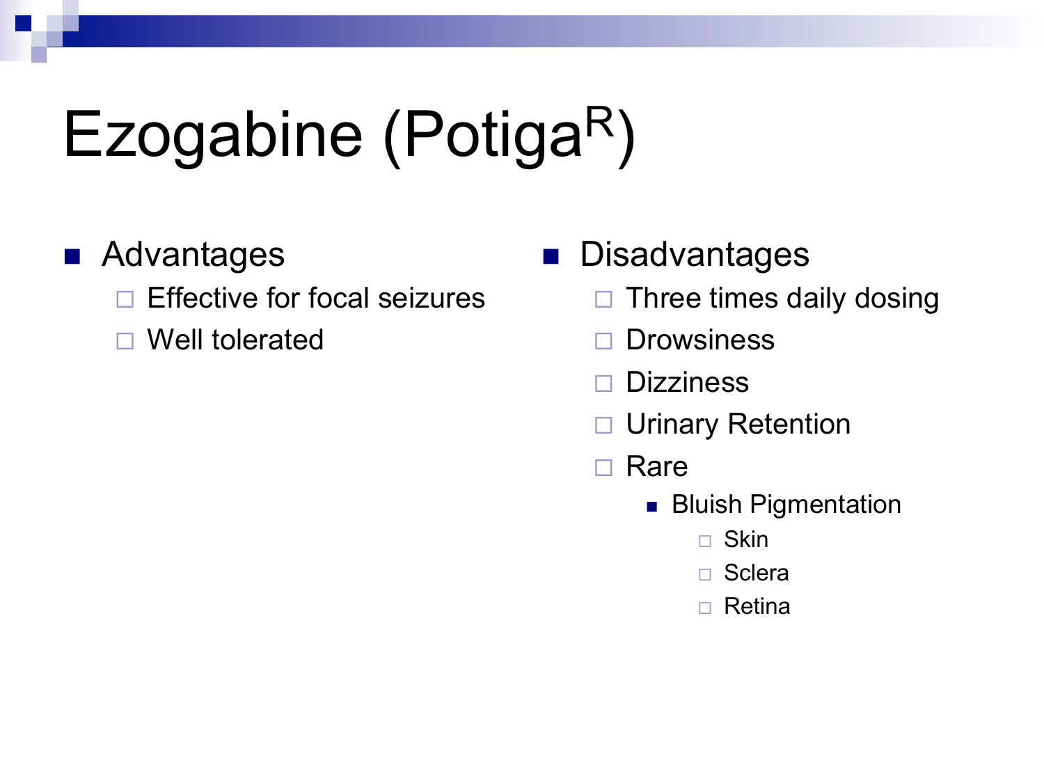# Ezogabine (Potiga$^R$)

- Advantages
  - Effective for focal seizures
  - Well tolerated
- Disadvantages
  - Three times daily dosing
  - Drowsiness
  - Dizziness
  - Urinary Retention
  - Rare
    - Bluish Pigmentation
      - Skin
      - Sclera
      - Retina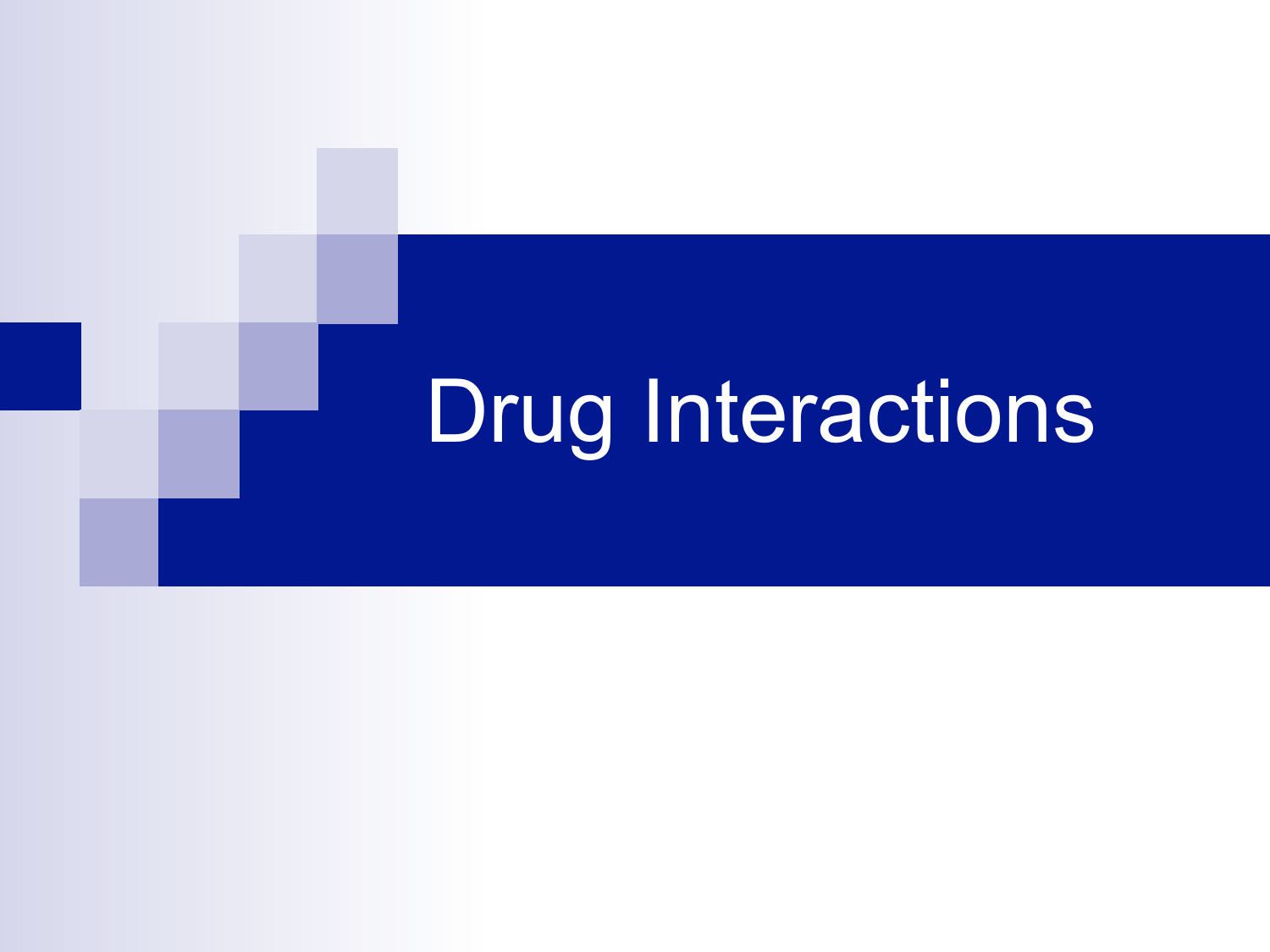# Drug Interactions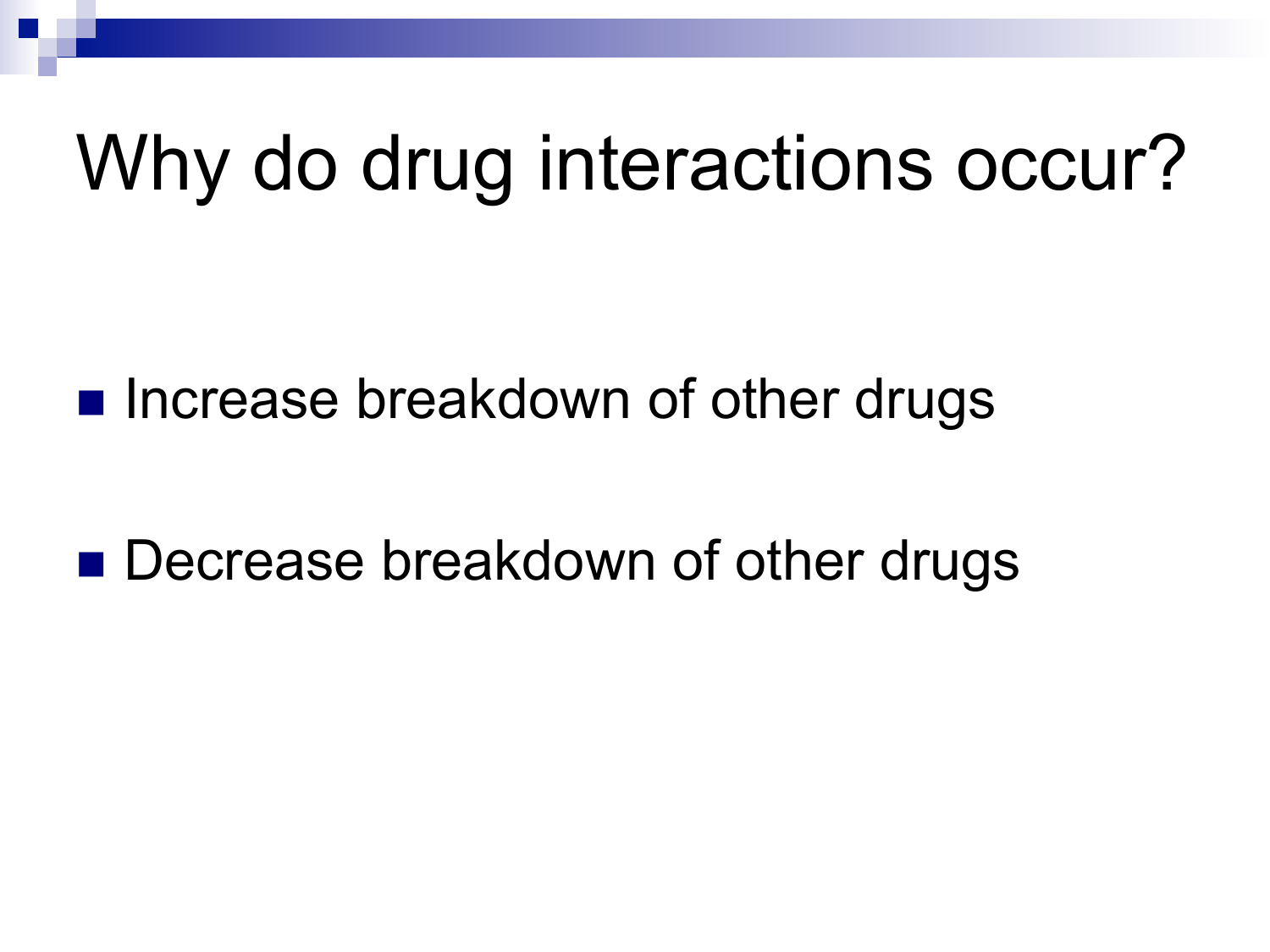# Why do drug interactions occur?

- Increase breakdown of other drugs
- Decrease breakdown of other drugs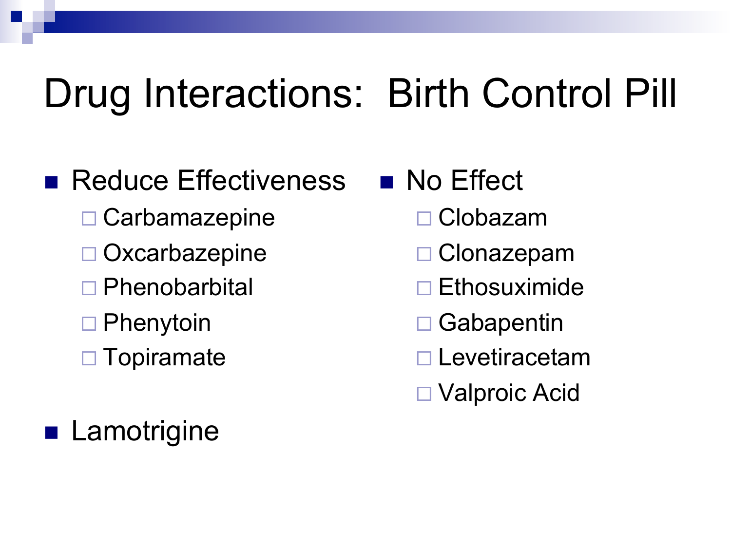# Drug Interactions: Birth Control Pill

- Reduce Effectiveness
  - Carbamazepine
  - Oxcarbazepine
  - Phenobarbital
  - Phenytoin
  - Topiramate
- Lamotrigine
- No Effect
  - Clobazam
  - Clonazepam
  - Ethosuximide
  - Gabapentin
  - Levetiracetam
  - Valproic Acid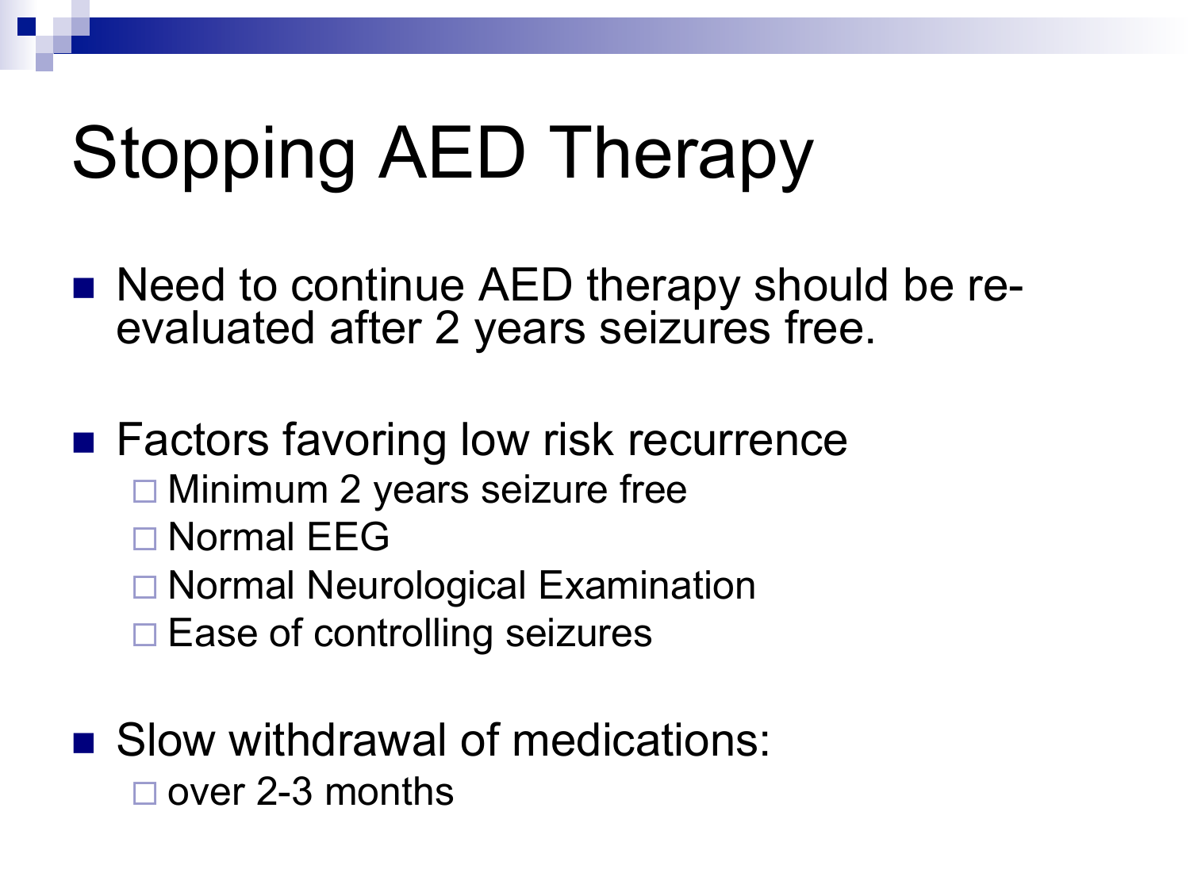# Stopping AED Therapy

- Need to continue AED therapy should be re-evaluated after 2 years seizures free.

- Factors favoring low risk recurrence
  - Minimum 2 years seizure free
  - Normal EEG
  - Normal Neurological Examination
  - Ease of controlling seizures

- Slow withdrawal of medications:
  - over 2-3 months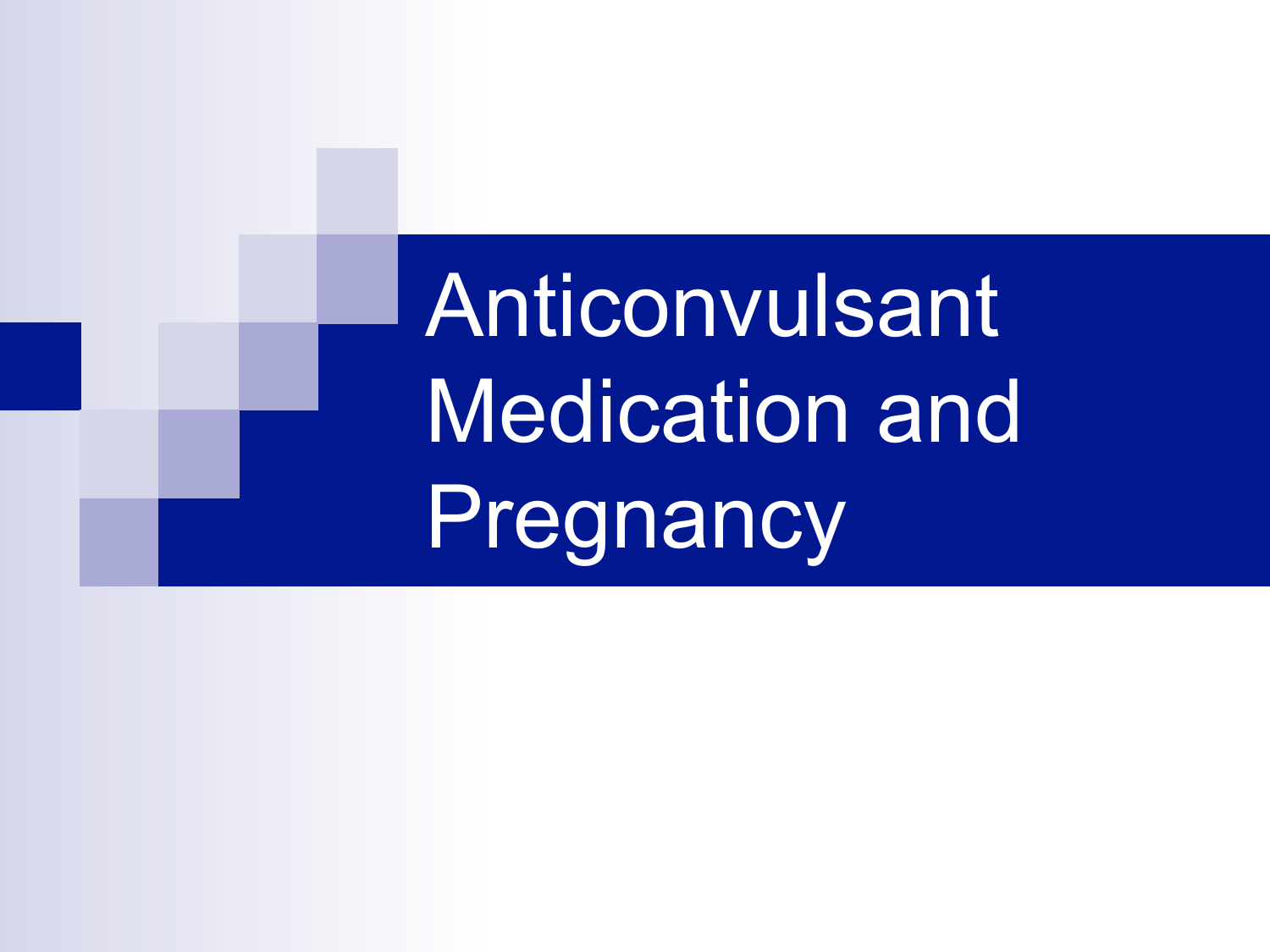# Anticonvulsant Medication and Pregnancy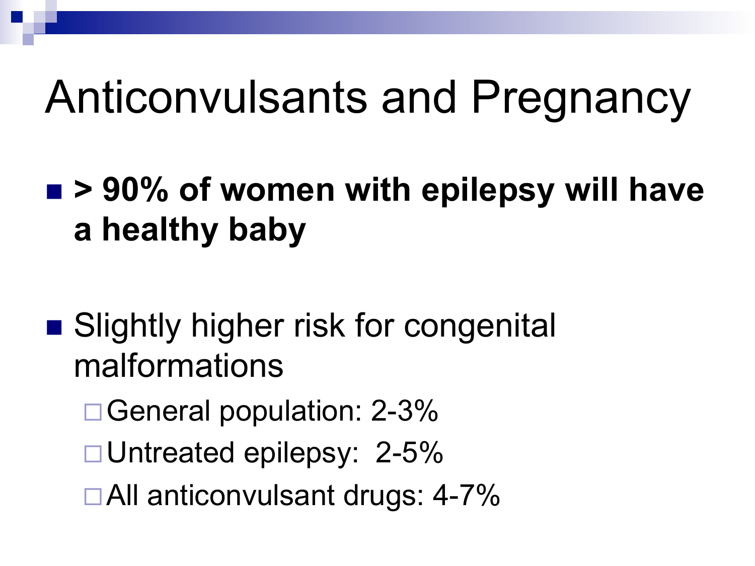# Anticonvulsants and Pregnancy

- **> 90% of women with epilepsy will have a healthy baby**

- Slightly higher risk for congenital malformations
  - General population: 2-3%
  - Untreated epilepsy: 2-5%
  - All anticonvulsant drugs: 4-7%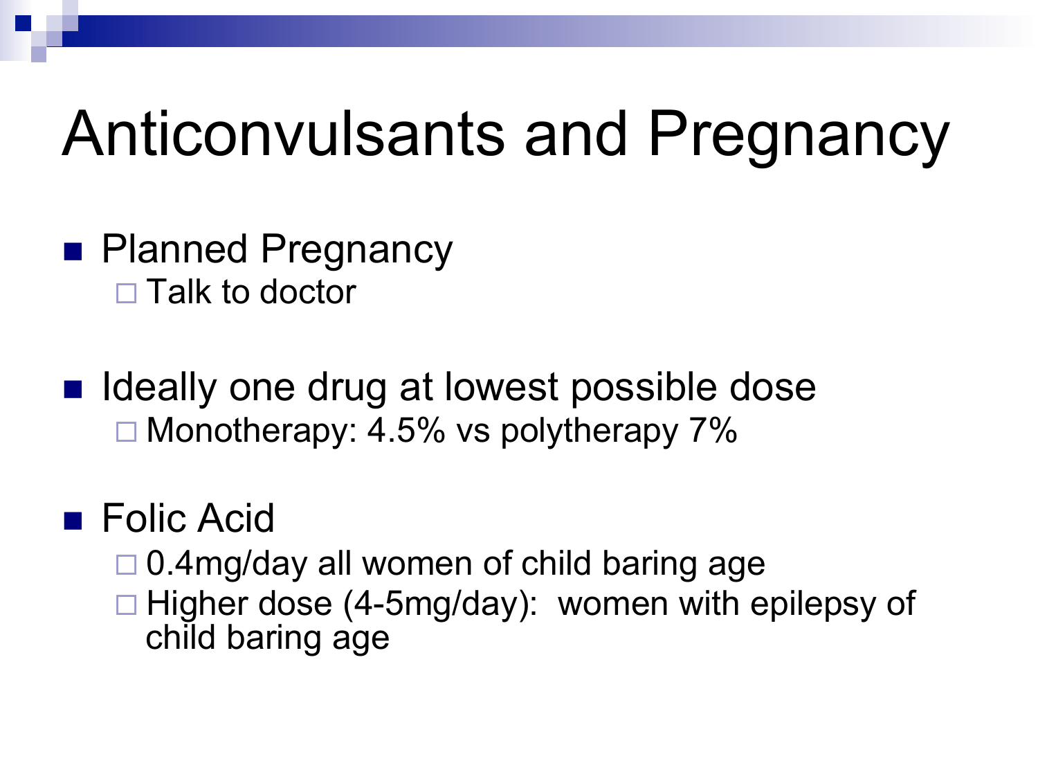# Anticonvulsants and Pregnancy

- Planned Pregnancy
  - Talk to doctor
- Ideally one drug at lowest possible dose
  - Monotherapy: 4.5% vs polytherapy 7%
- Folic Acid
  - 0.4mg/day all women of child baring age
  - Higher dose (4-5mg/day): women with epilepsy of child baring age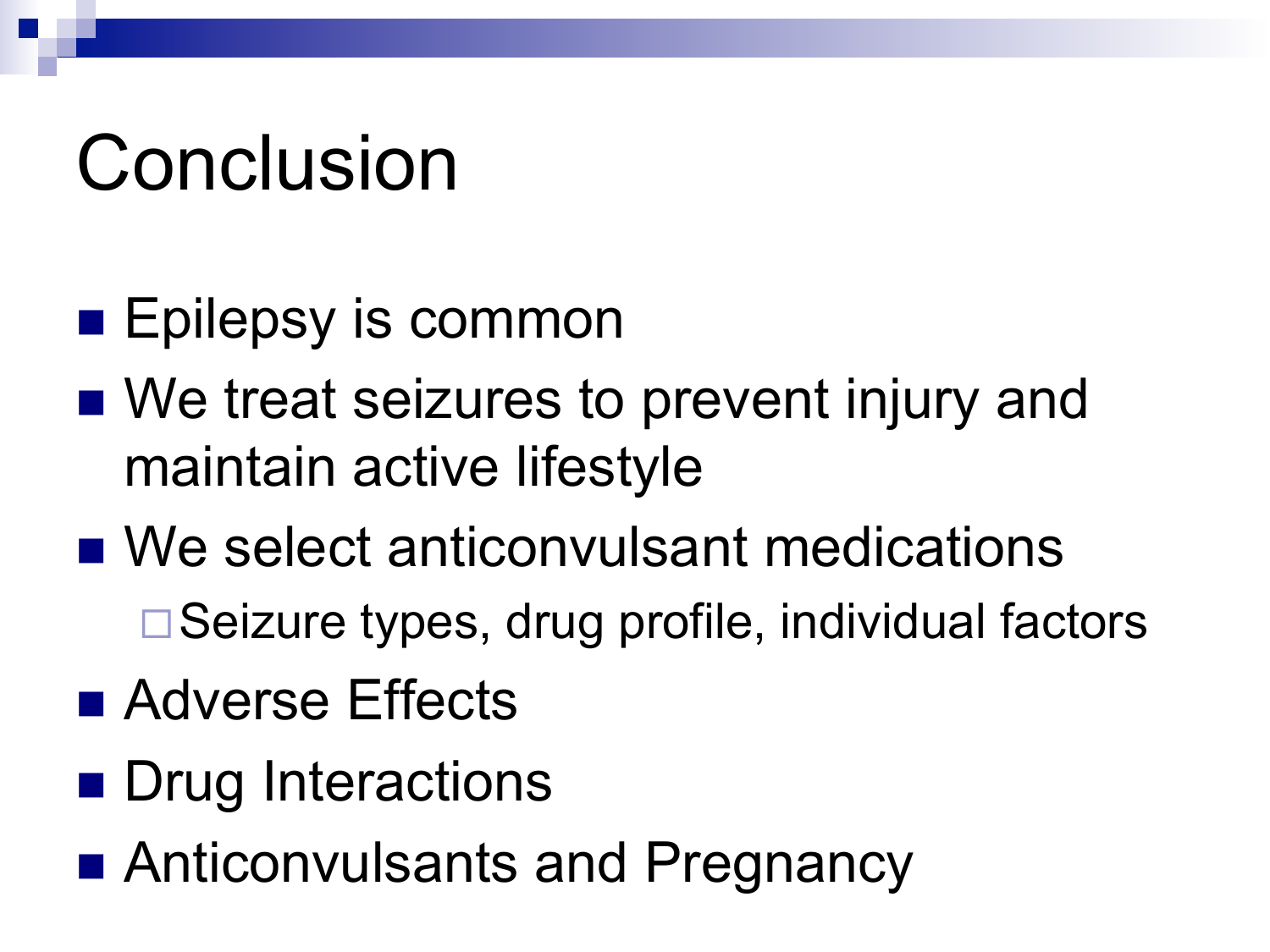# Conclusion

- Epilepsy is common
- We treat seizures to prevent injury and maintain active lifestyle
- We select anticonvulsant medications
  - Seizure types, drug profile, individual factors
- Adverse Effects
- Drug Interactions
- Anticonvulsants and Pregnancy